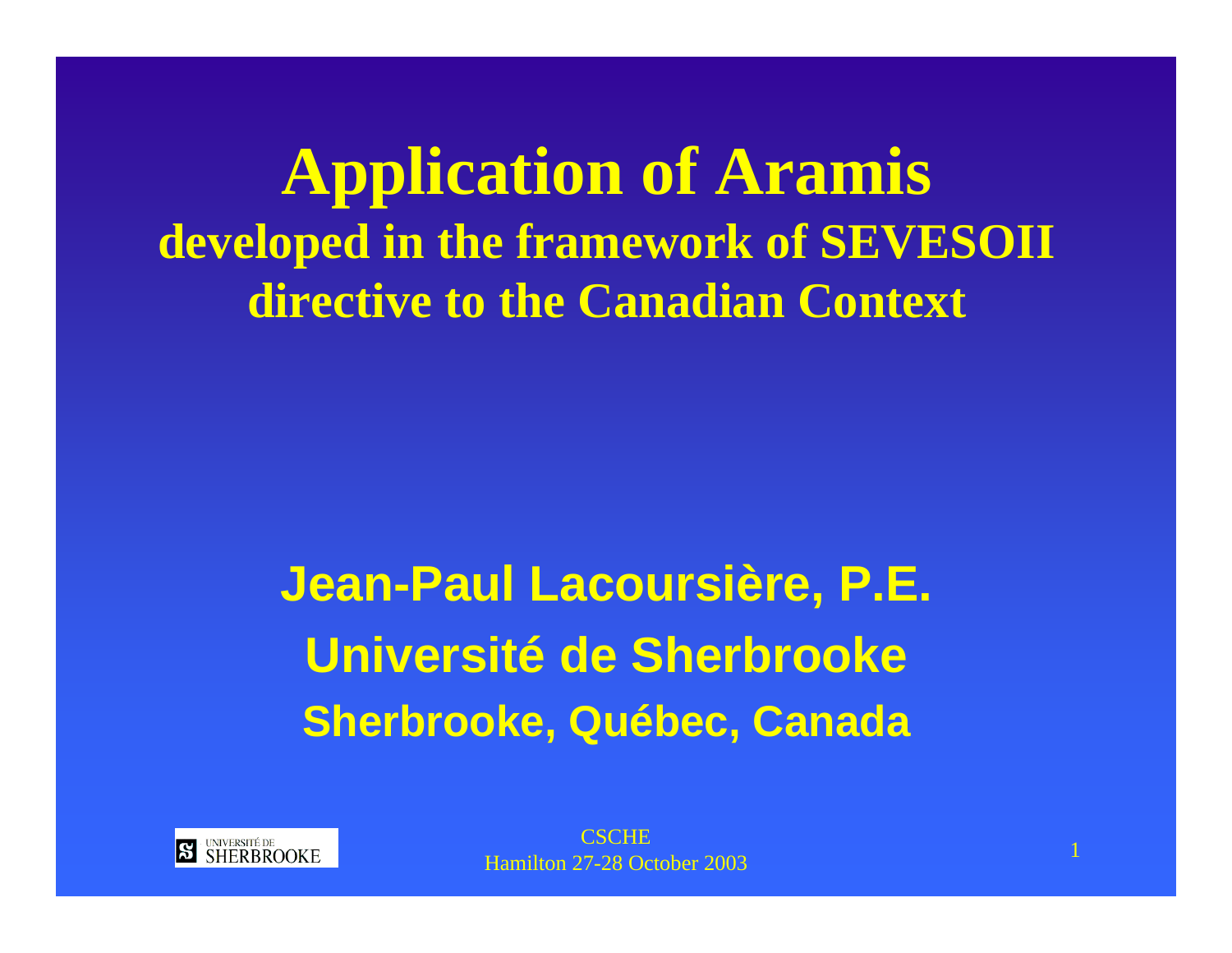# Application of Aramis

## developed in the framework of SEVESOII directive to the Canadian Context

**Jean-Paul Lacoursière, P.E.**

**Université de Sherbrooke**

**Sherbrooke, Québec, Canada**

CSCHE
Hamilton 27-28 October 2003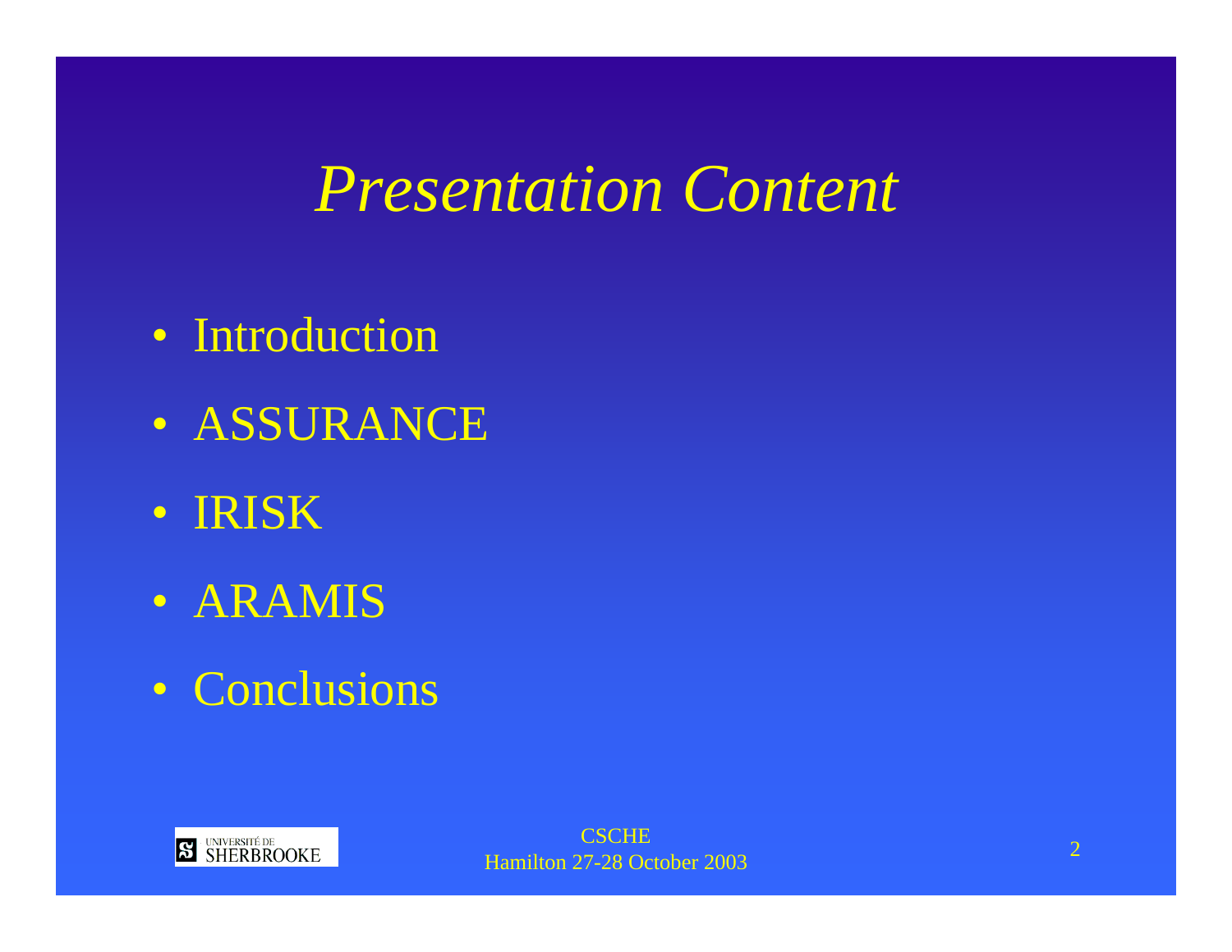# *Presentation Content*

- Introduction
- ASSURANCE
- IRISK
- ARAMIS
- Conclusions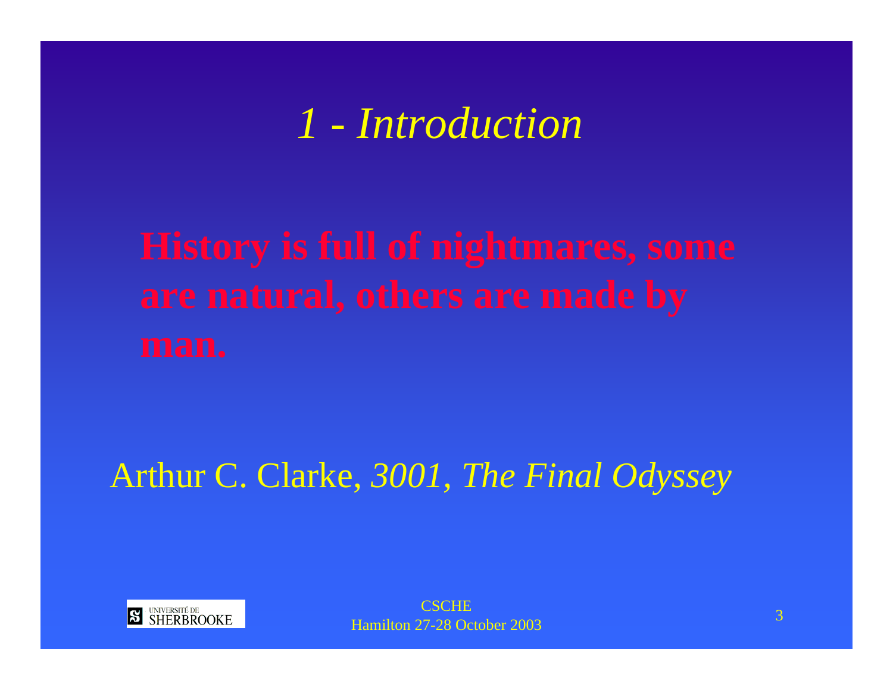# *1 - Introduction*

**History is full of nightmares, some are natural, others are made by man.**

Arthur C. Clarke, *3001, The Final Odyssey*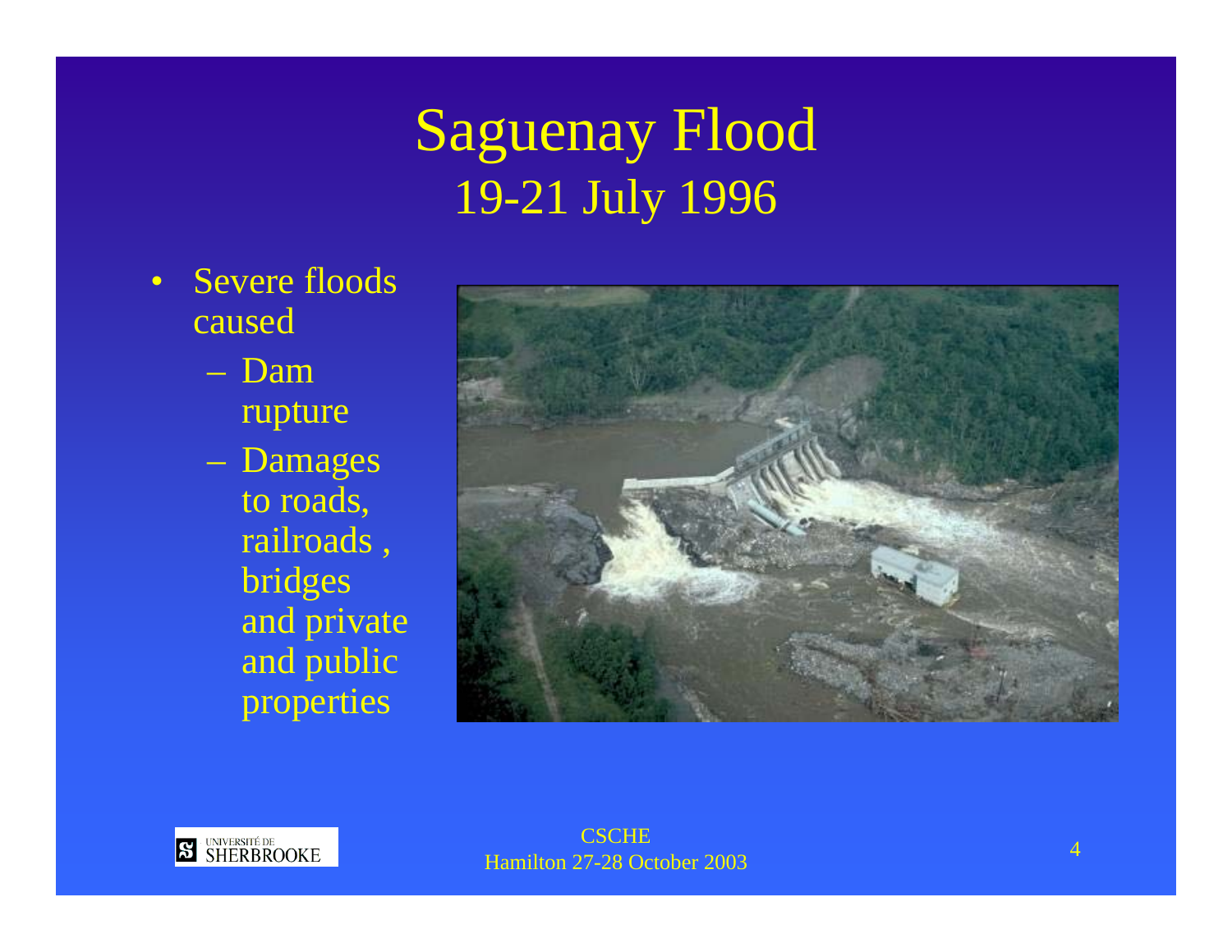# Saguenay Flood
## 19-21 July 1996

- Severe floods caused
  - Dam rupture
  - Damages to roads, railroads , bridges and private and public properties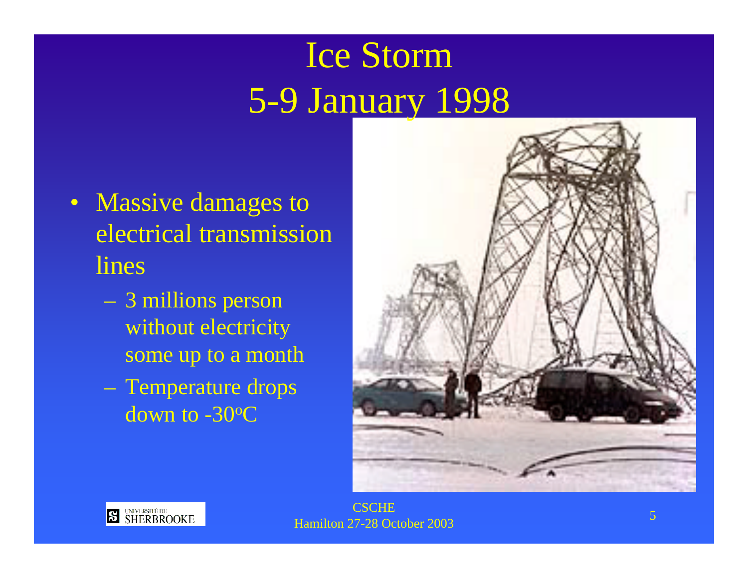# Ice Storm
# 5-9 January 1998

- Massive damages to electrical transmission lines
  - 3 millions person without electricity some up to a month
  - Temperature drops down to -30°C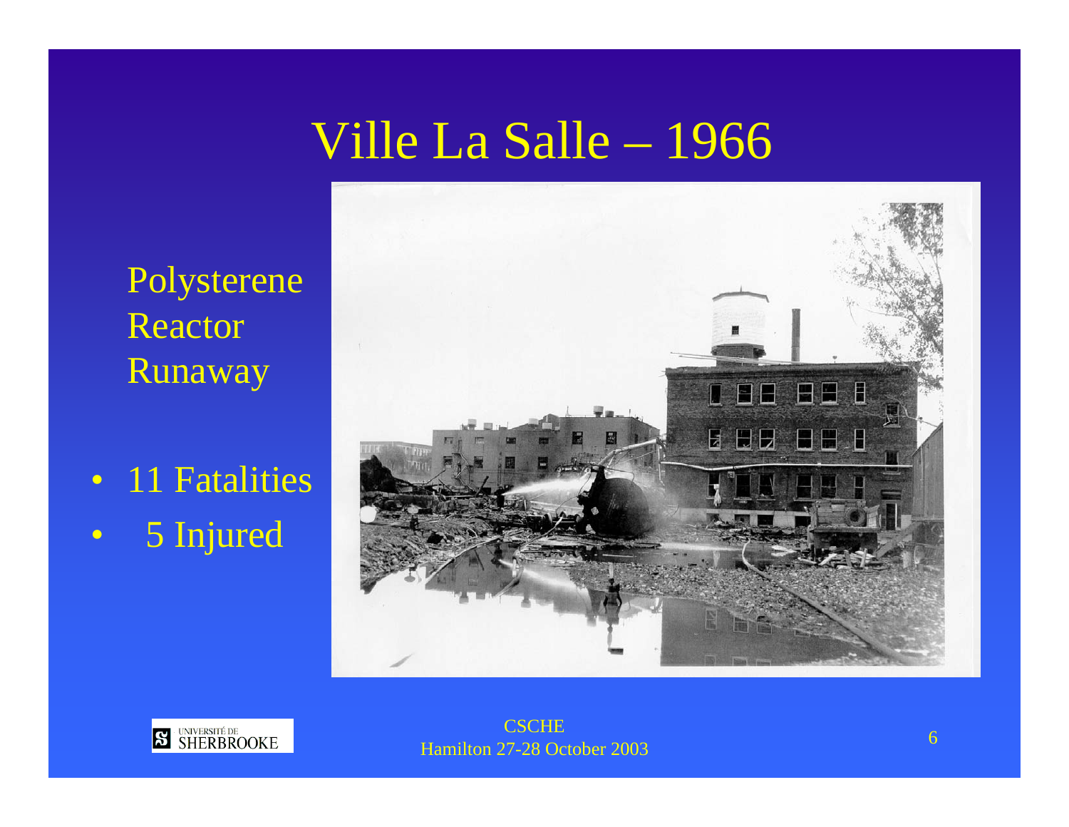# Ville La Salle – 1966

Polysterene Reactor Runaway

- 11 Fatalities
- 5 Injured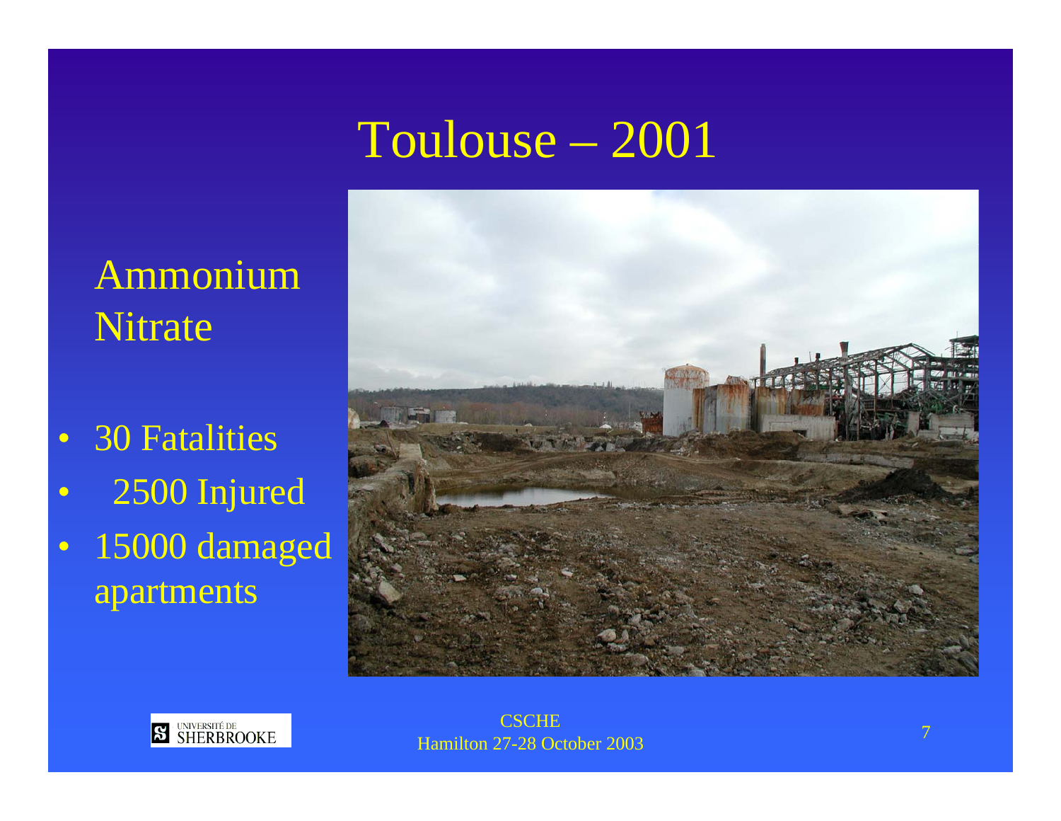# Toulouse – 2001

Ammonium Nitrate

- 30 Fatalities
- 2500 Injured
- 15000 damaged apartments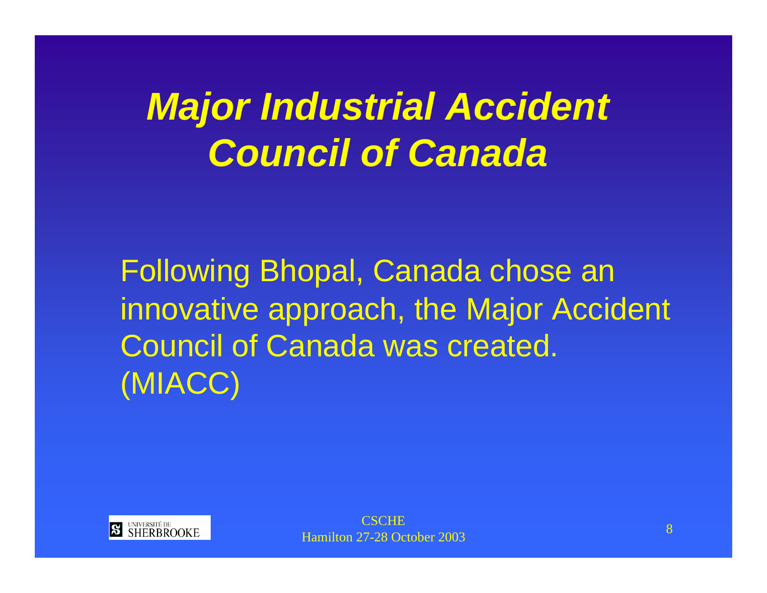# *Major Industrial Accident Council of Canada*

Following Bhopal, Canada chose an innovative approach, the Major Accident Council of Canada was created. (MIACC)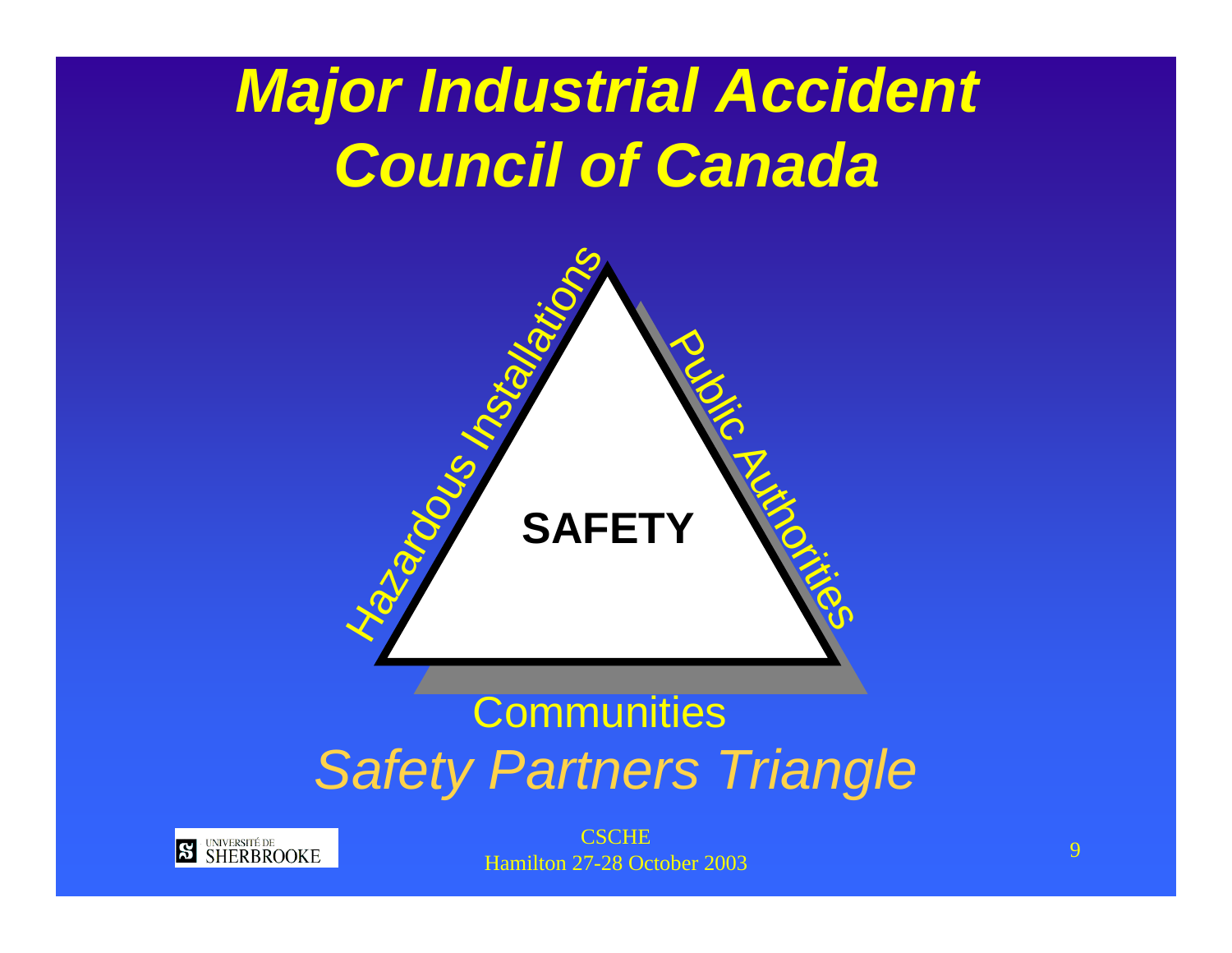# *Major Industrial Accident Council of Canada*

Hazardous Installations

Public Authorities

**SAFETY**

Communities

*Safety Partners Triangle*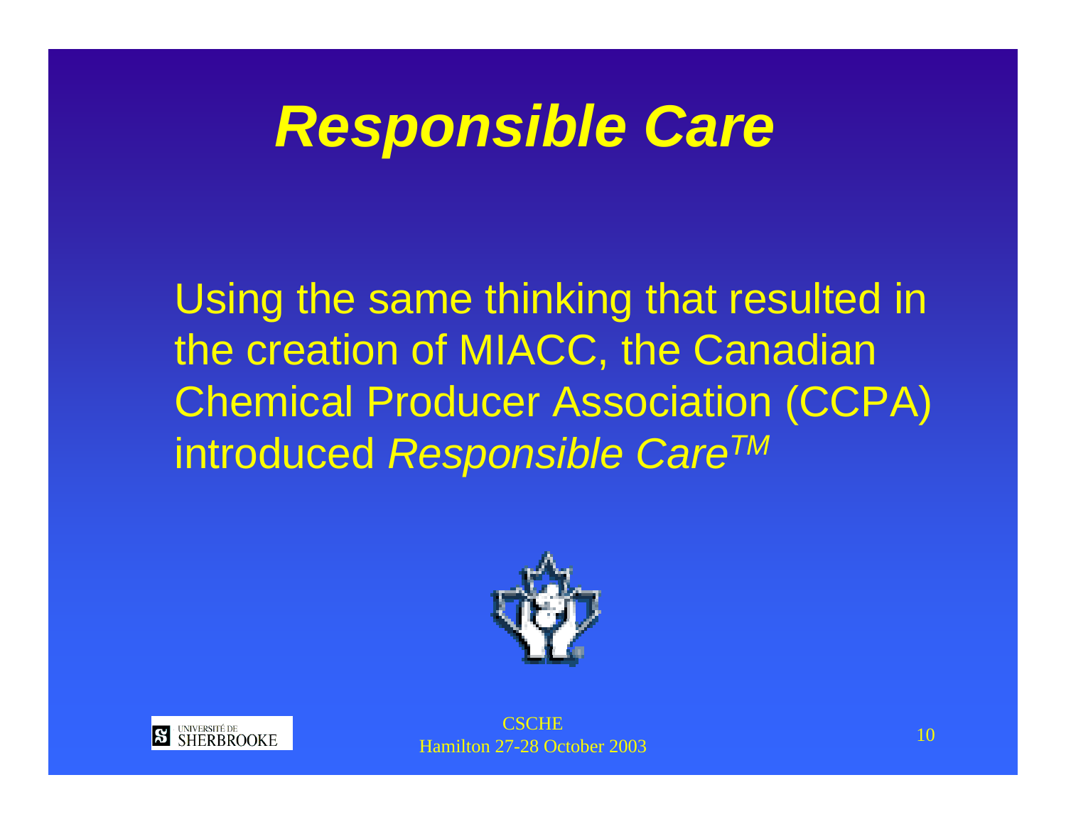# *Responsible Care*

Using the same thinking that resulted in the creation of MIACC, the Canadian Chemical Producer Association (CCPA) introduced *Responsible Care*$^{TM}$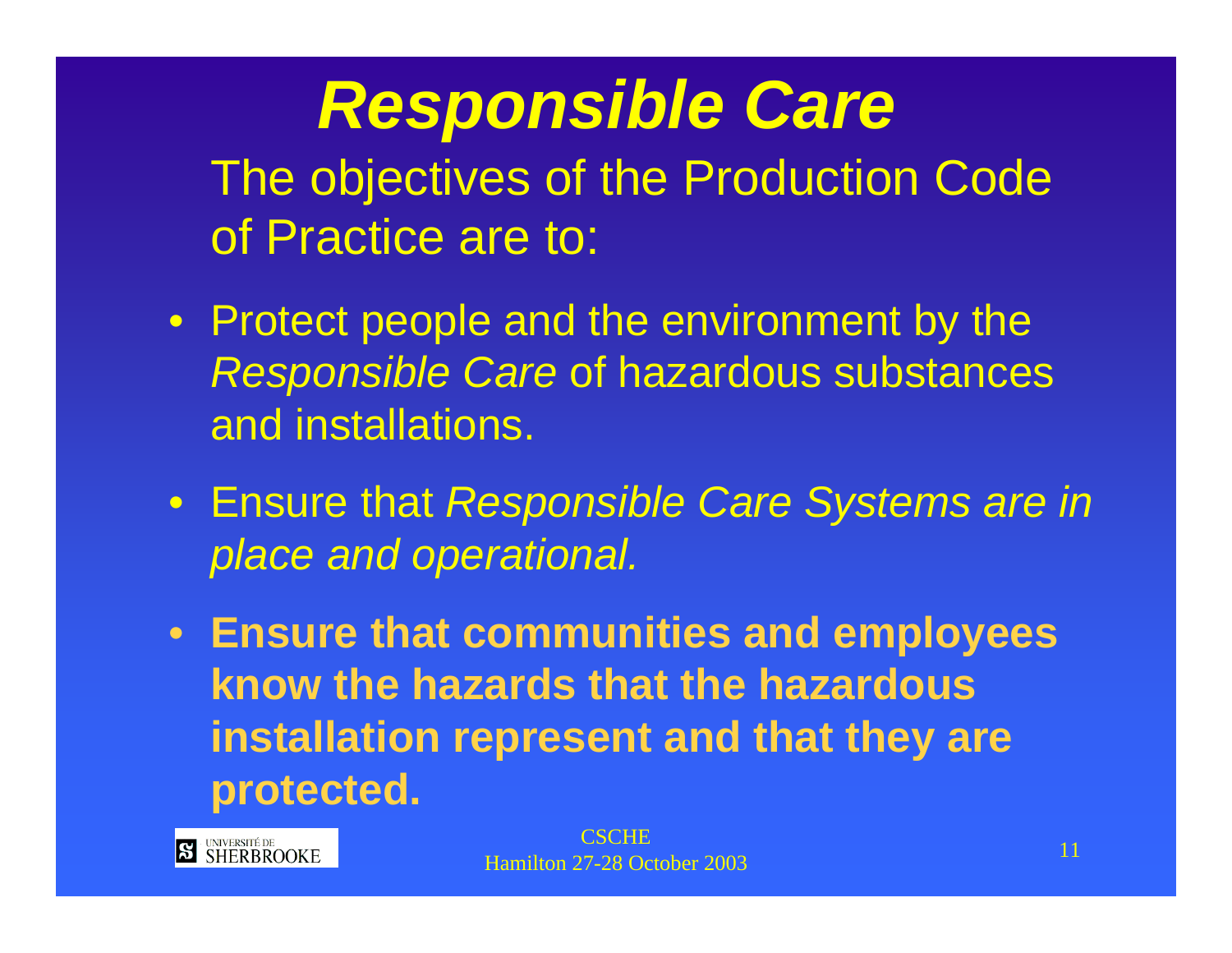# *Responsible Care*

The objectives of the Production Code of Practice are to:

- Protect people and the environment by the *Responsible Care* of hazardous substances and installations.
- Ensure that *Responsible Care Systems are in place and operational.*
- **Ensure that communities and employees know the hazards that the hazardous installation represent and that they are protected.**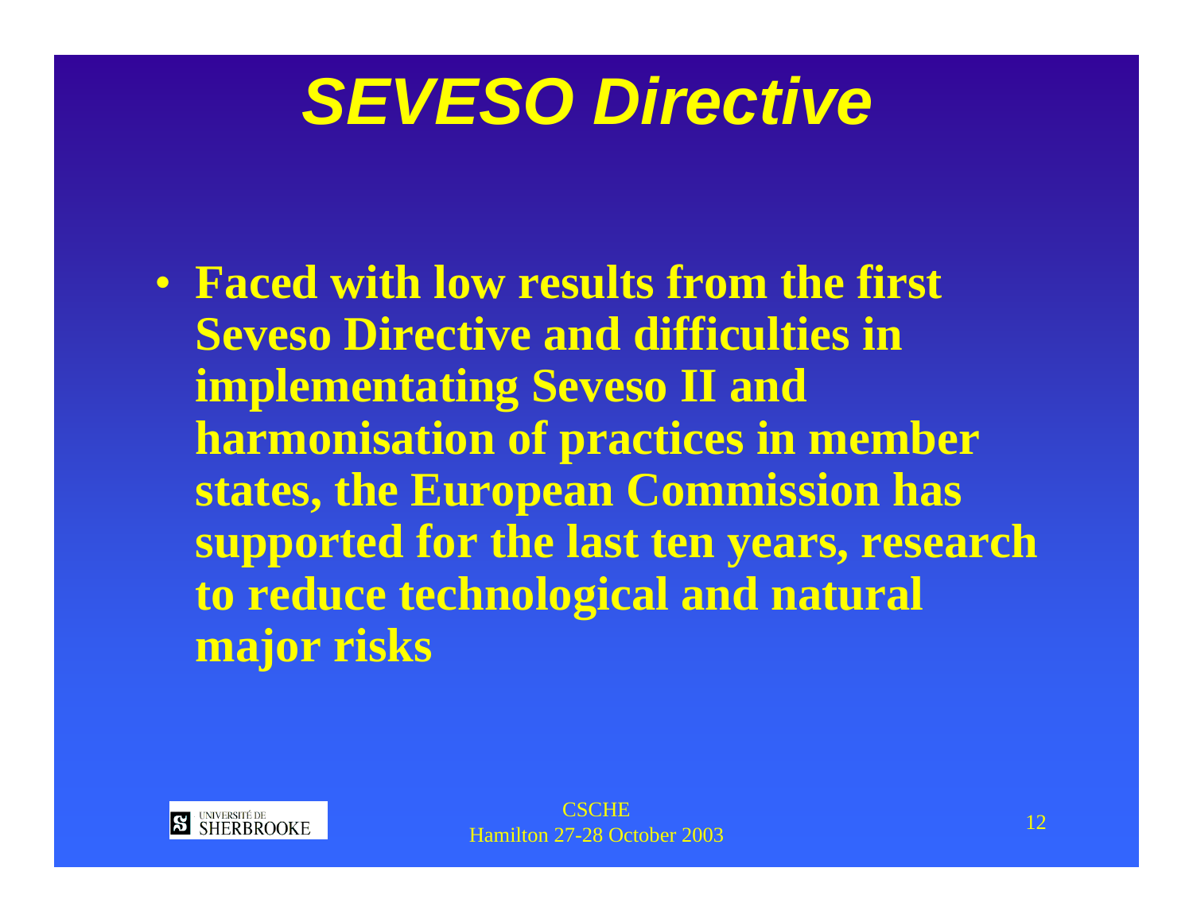# *SEVESO Directive*

- **Faced with low results from the first Seveso Directive and difficulties in implementating Seveso II and harmonisation of practices in member states, the European Commission has supported for the last ten years, research to reduce technological and natural major risks**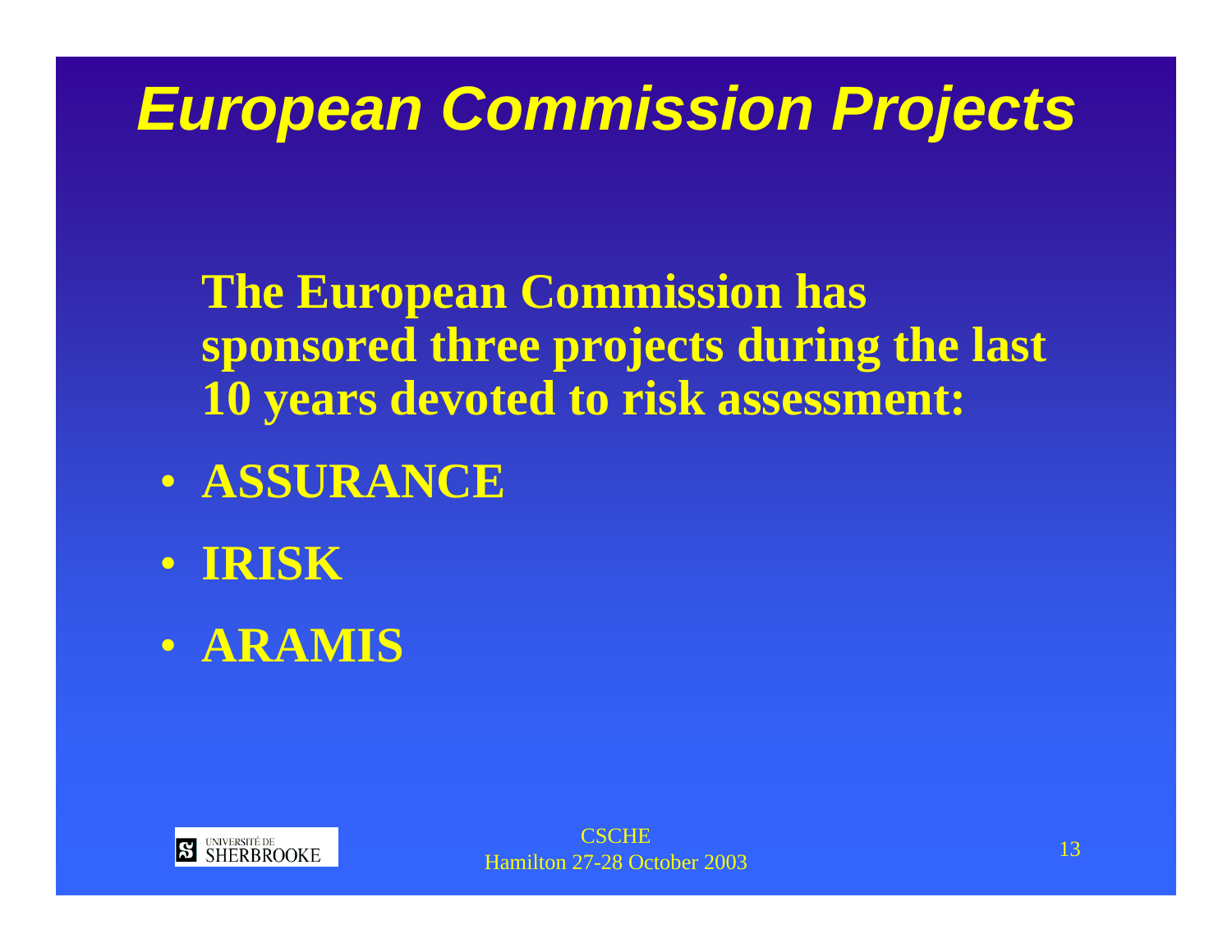# European Commission Projects

**The European Commission has sponsored three projects during the last 10 years devoted to risk assessment:**

- **ASSURANCE**
- **IRISK**
- **ARAMIS**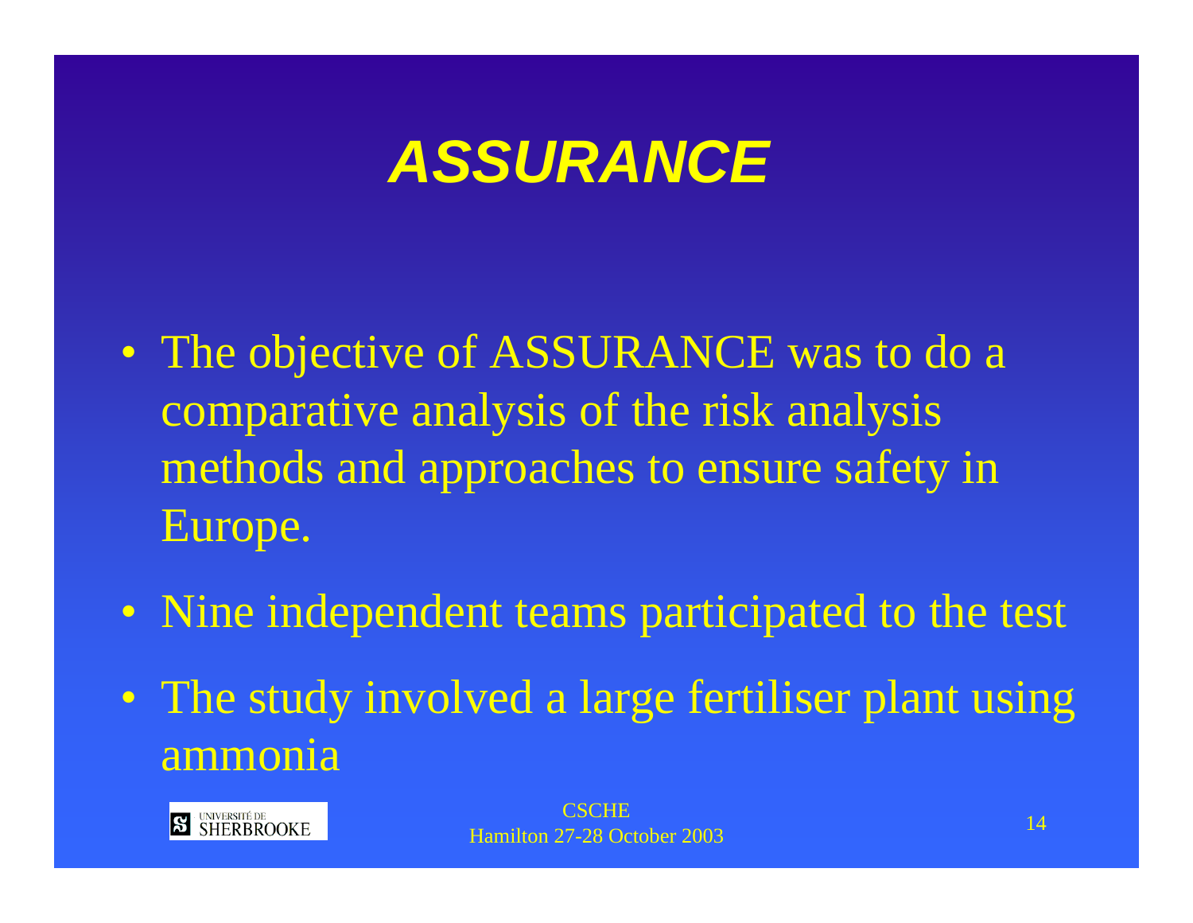# ASSURANCE

- The objective of ASSURANCE was to do a comparative analysis of the risk analysis methods and approaches to ensure safety in Europe.
- Nine independent teams participated to the test
- The study involved a large fertiliser plant using ammonia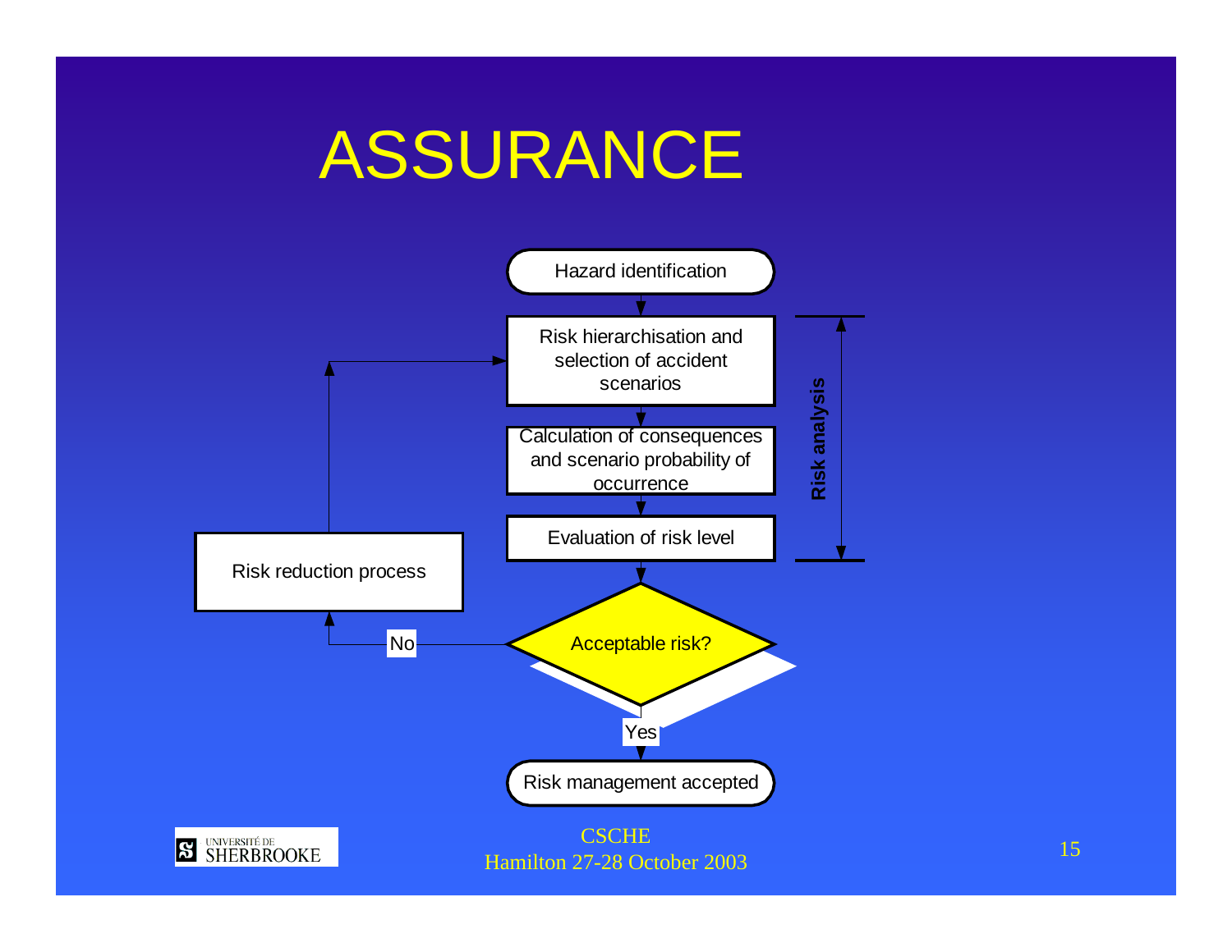# ASSURANCE

Hazard identification

Risk hierarchisation and selection of accident scenarios

Calculation of consequences and scenario probability of occurrence

Evaluation of risk level

Risk analysis

Acceptable risk?

No → Risk reduction process

Yes → Risk management accepted

CSCHE
Hamilton 27-28 October 2003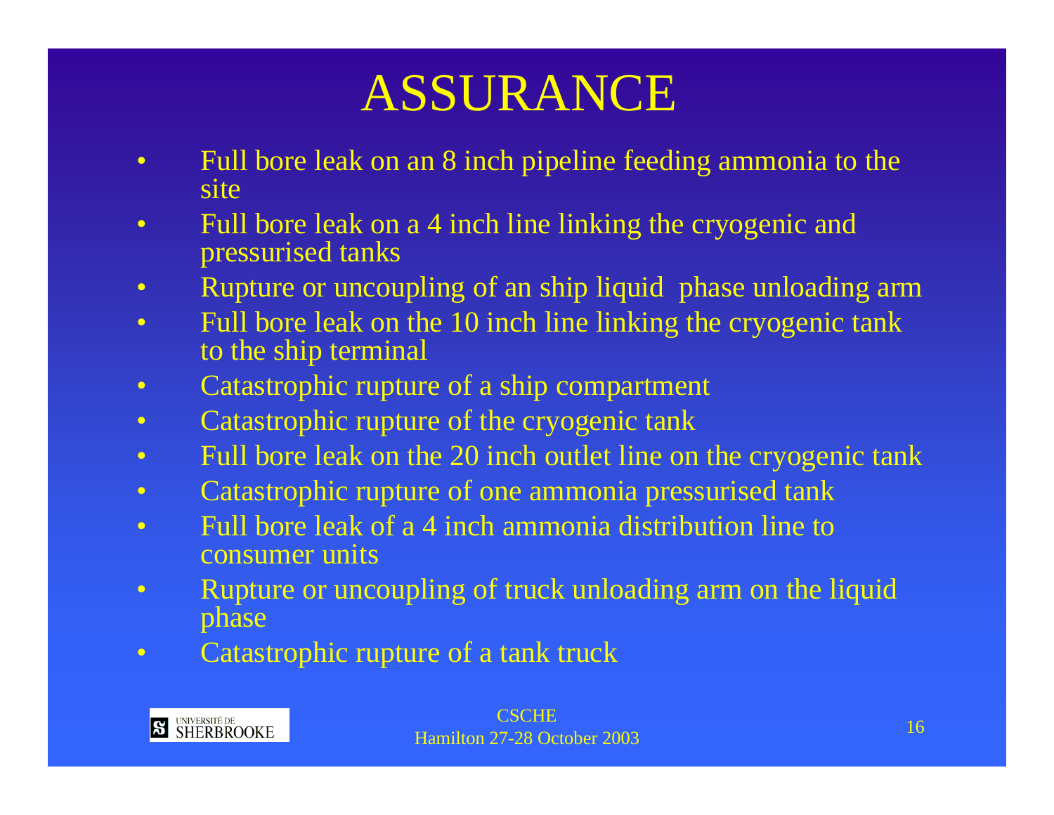# ASSURANCE

- Full bore leak on an 8 inch pipeline feeding ammonia to the site
- Full bore leak on a 4 inch line linking the cryogenic and pressurised tanks
- Rupture or uncoupling of an ship liquid phase unloading arm
- Full bore leak on the 10 inch line linking the cryogenic tank to the ship terminal
- Catastrophic rupture of a ship compartment
- Catastrophic rupture of the cryogenic tank
- Full bore leak on the 20 inch outlet line on the cryogenic tank
- Catastrophic rupture of one ammonia pressurised tank
- Full bore leak of a 4 inch ammonia distribution line to consumer units
- Rupture or uncoupling of truck unloading arm on the liquid phase
- Catastrophic rupture of a tank truck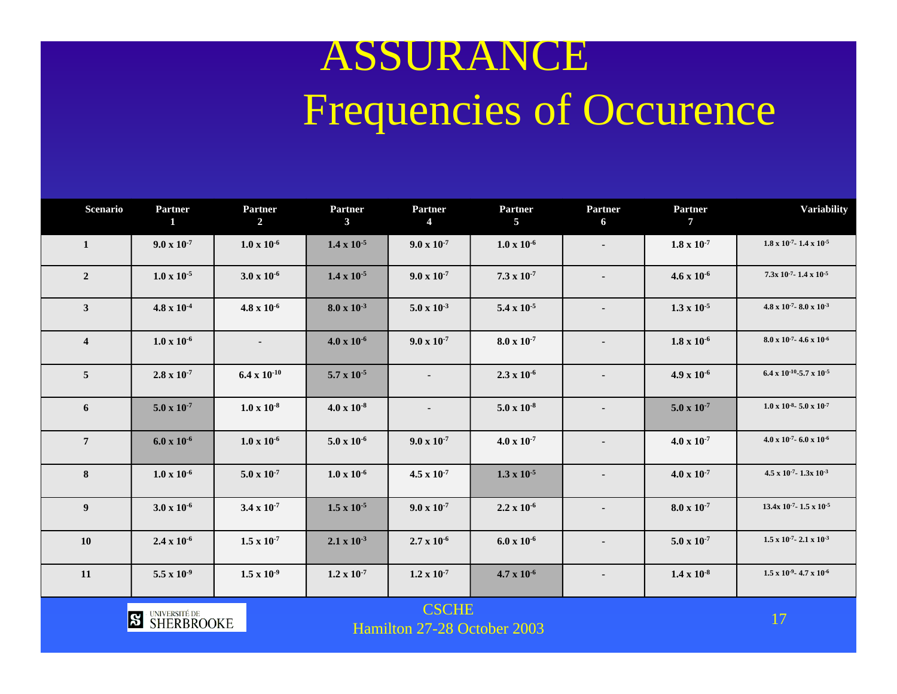# ASSURANCE

## Frequencies of Occurence

| Scenario | Partner 1 | Partner 2 | Partner 3 | Partner 4 | Partner 5 | Partner 6 | Partner 7 | Variability |
|---|---|---|---|---|---|---|---|---|
| 1 | $9.0 \times 10^{-7}$ | $1.0 \times 10^{-6}$ | $1.4 \times 10^{-5}$ | $9.0 \times 10^{-7}$ | $1.0 \times 10^{-6}$ | - | $1.8 \times 10^{-7}$ | $1.8 \times 10^{-7}$ - $1.4 \times 10^{-5}$ |
| 2 | $1.0 \times 10^{-5}$ | $3.0 \times 10^{-6}$ | $1.4 \times 10^{-5}$ | $9.0 \times 10^{-7}$ | $7.3 \times 10^{-7}$ | - | $4.6 \times 10^{-6}$ | $7.3 \times 10^{-7}$ - $1.4 \times 10^{-5}$ |
| 3 | $4.8 \times 10^{-4}$ | $4.8 \times 10^{-6}$ | $8.0 \times 10^{-3}$ | $5.0 \times 10^{-3}$ | $5.4 \times 10^{-5}$ | - | $1.3 \times 10^{-5}$ | $4.8 \times 10^{-7}$ - $8.0 \times 10^{-3}$ |
| 4 | $1.0 \times 10^{-6}$ | - | $4.0 \times 10^{-6}$ | $9.0 \times 10^{-7}$ | $8.0 \times 10^{-7}$ | - | $1.8 \times 10^{-6}$ | $8.0 \times 10^{-7}$ - $4.6 \times 10^{-6}$ |
| 5 | $2.8 \times 10^{-7}$ | $6.4 \times 10^{-10}$ | $5.7 \times 10^{-5}$ | - | $2.3 \times 10^{-6}$ | - | $4.9 \times 10^{-6}$ | $6.4 \times 10^{-10}$ - $5.7 \times 10^{-5}$ |
| 6 | $5.0 \times 10^{-7}$ | $1.0 \times 10^{-8}$ | $4.0 \times 10^{-8}$ | - | $5.0 \times 10^{-8}$ | - | $5.0 \times 10^{-7}$ | $1.0 \times 10^{-8}$ - $5.0 \times 10^{-7}$ |
| 7 | $6.0 \times 10^{-6}$ | $1.0 \times 10^{-6}$ | $5.0 \times 10^{-6}$ | $9.0 \times 10^{-7}$ | $4.0 \times 10^{-7}$ | - | $4.0 \times 10^{-7}$ | $4.0 \times 10^{-7}$ - $6.0 \times 10^{-6}$ |
| 8 | $1.0 \times 10^{-6}$ | $5.0 \times 10^{-7}$ | $1.0 \times 10^{-6}$ | $4.5 \times 10^{-7}$ | $1.3 \times 10^{-5}$ | - | $4.0 \times 10^{-7}$ | $4.5 \times 10^{-7}$ - $1.3 \times 10^{-3}$ |
| 9 | $3.0 \times 10^{-6}$ | $3.4 \times 10^{-7}$ | $1.5 \times 10^{-5}$ | $9.0 \times 10^{-7}$ | $2.2 \times 10^{-6}$ | - | $8.0 \times 10^{-7}$ | $13.4 \times 10^{-7}$ - $1.5 \times 10^{-5}$ |
| 10 | $2.4 \times 10^{-6}$ | $1.5 \times 10^{-7}$ | $2.1 \times 10^{-3}$ | $2.7 \times 10^{-6}$ | $6.0 \times 10^{-6}$ | - | $5.0 \times 10^{-7}$ | $1.5 \times 10^{-7}$ - $2.1 \times 10^{-3}$ |
| 11 | $5.5 \times 10^{-9}$ | $1.5 \times 10^{-9}$ | $1.2 \times 10^{-7}$ | $1.2 \times 10^{-7}$ | $4.7 \times 10^{-6}$ | - | $1.4 \times 10^{-8}$ | $1.5 \times 10^{-9}$ - $4.7 \times 10^{-6}$ |

UNIVERSITÉ DE SHERBROOKE

CSCHE
Hamilton 27-28 October 2003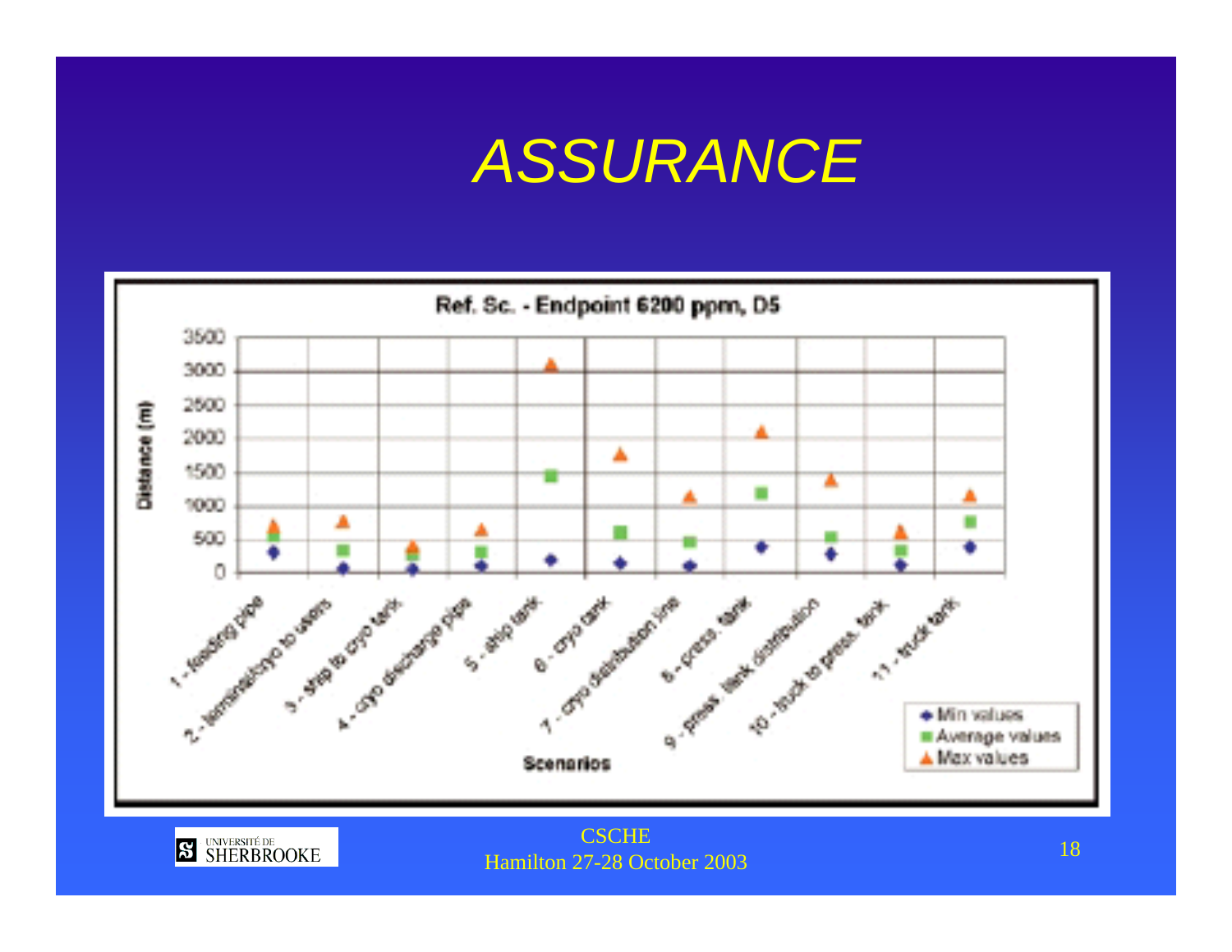# ASSURANCE

**Ref. Sc. - Endpoint 6200 ppm, D5**

Distance (m)

Scenarios:
1 - feeding pipe
2 - terminal/cryo to users
3 - ship to cryo tank
4 - cryo discharge pipe
5 - ship tank
6 - cryo tank
7 - cryo distribution line
8 - press. tank
9 - press. tank distribution
10 - truck to press. tank
11 - truck tank

Legend: Min values, Average values, Max values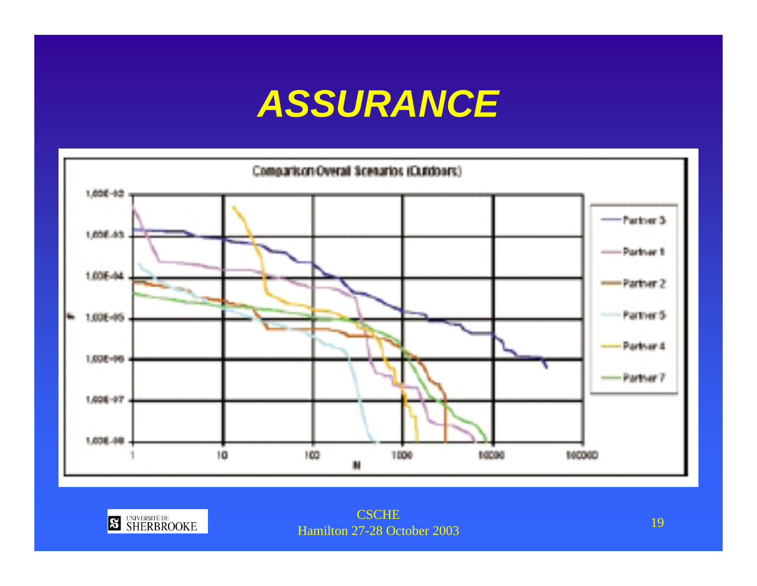# ASSURANCE

Comparison Overall Scenarios (Outdoors)

Partner 3, Partner 1, Partner 2, Partner 5, Partner 4, Partner 7

F

N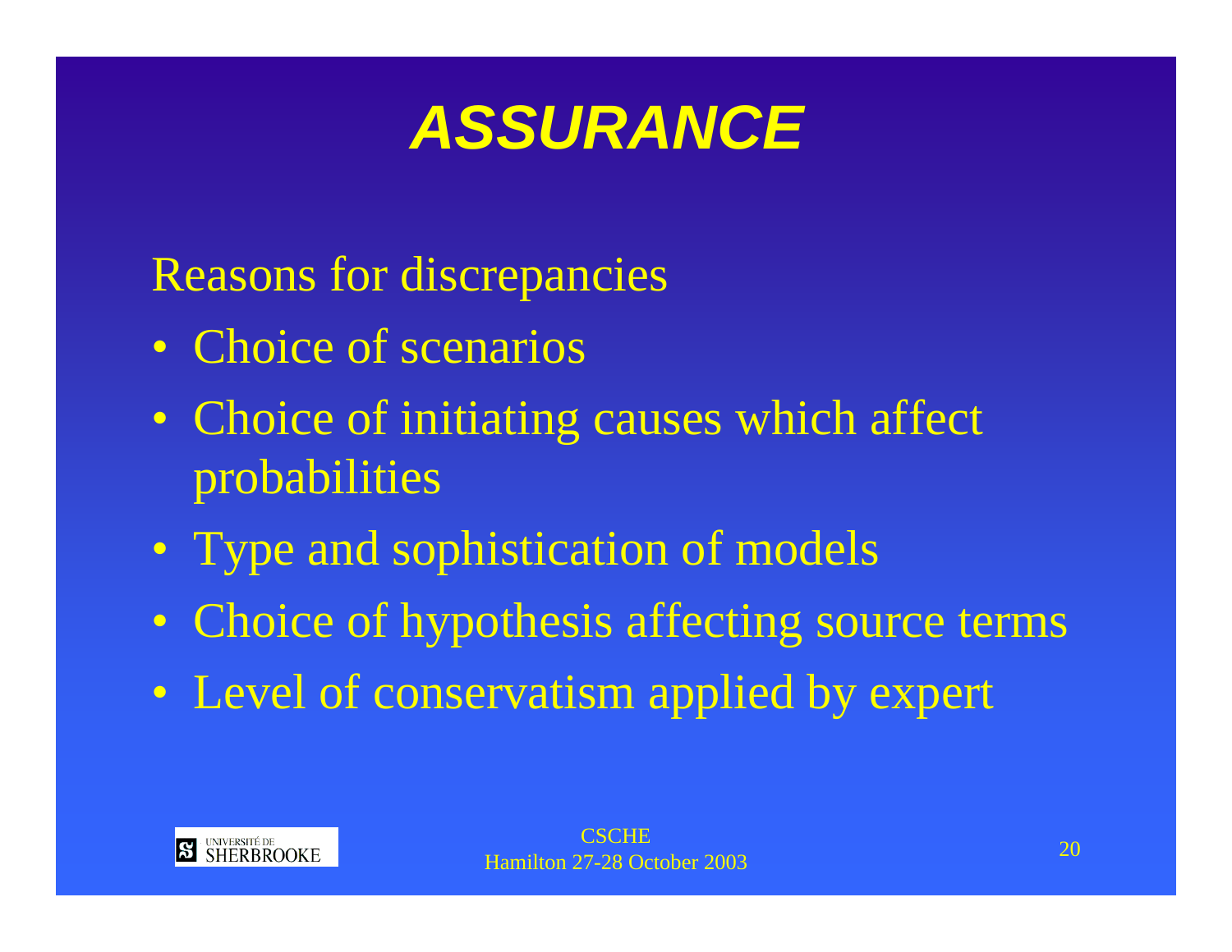# ASSURANCE

Reasons for discrepancies

- Choice of scenarios
- Choice of initiating causes which affect probabilities
- Type and sophistication of models
- Choice of hypothesis affecting source terms
- Level of conservatism applied by expert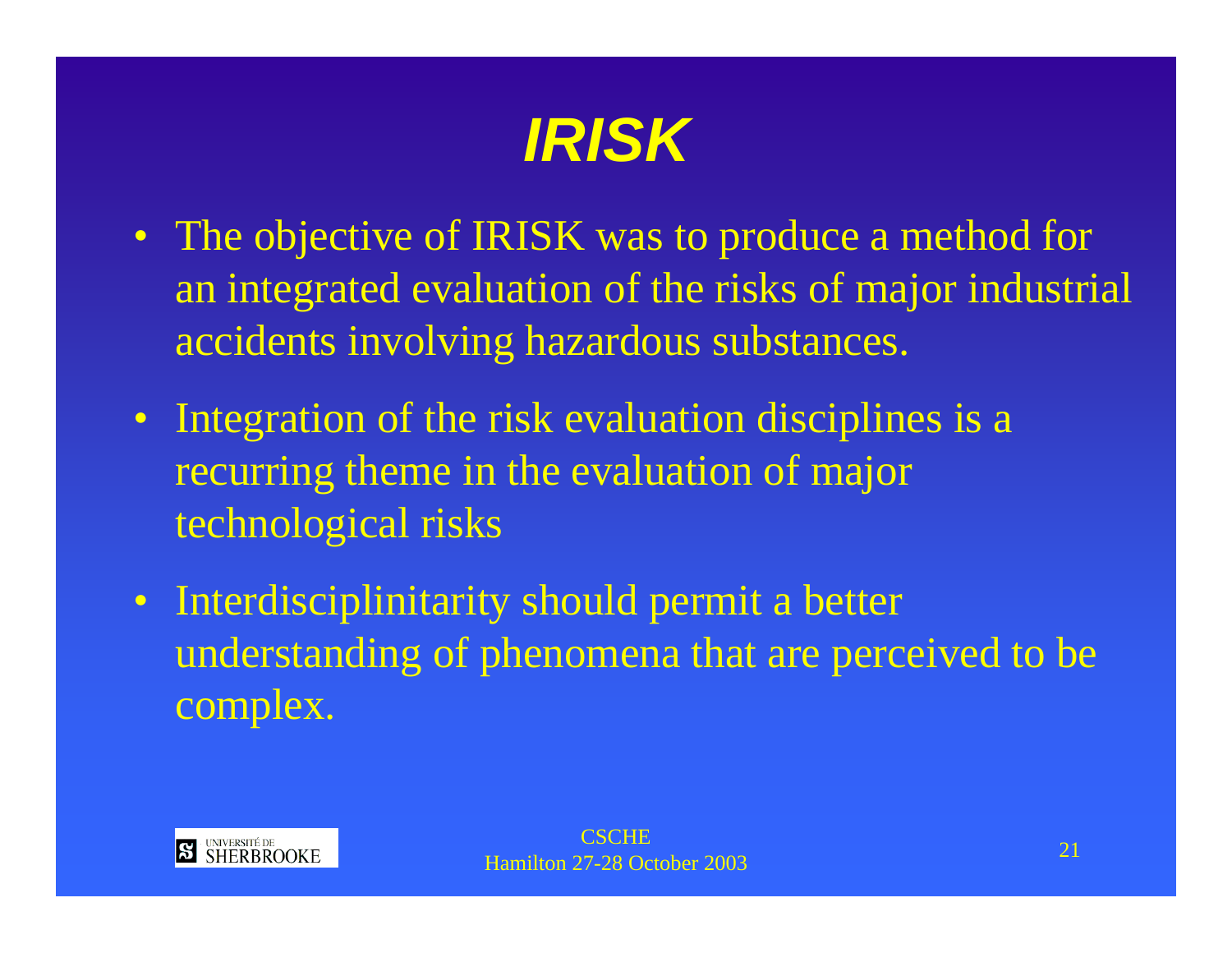# *IRISK*

- The objective of IRISK was to produce a method for an integrated evaluation of the risks of major industrial accidents involving hazardous substances.
- Integration of the risk evaluation disciplines is a recurring theme in the evaluation of major technological risks
- Interdisciplinitarity should permit a better understanding of phenomena that are perceived to be complex.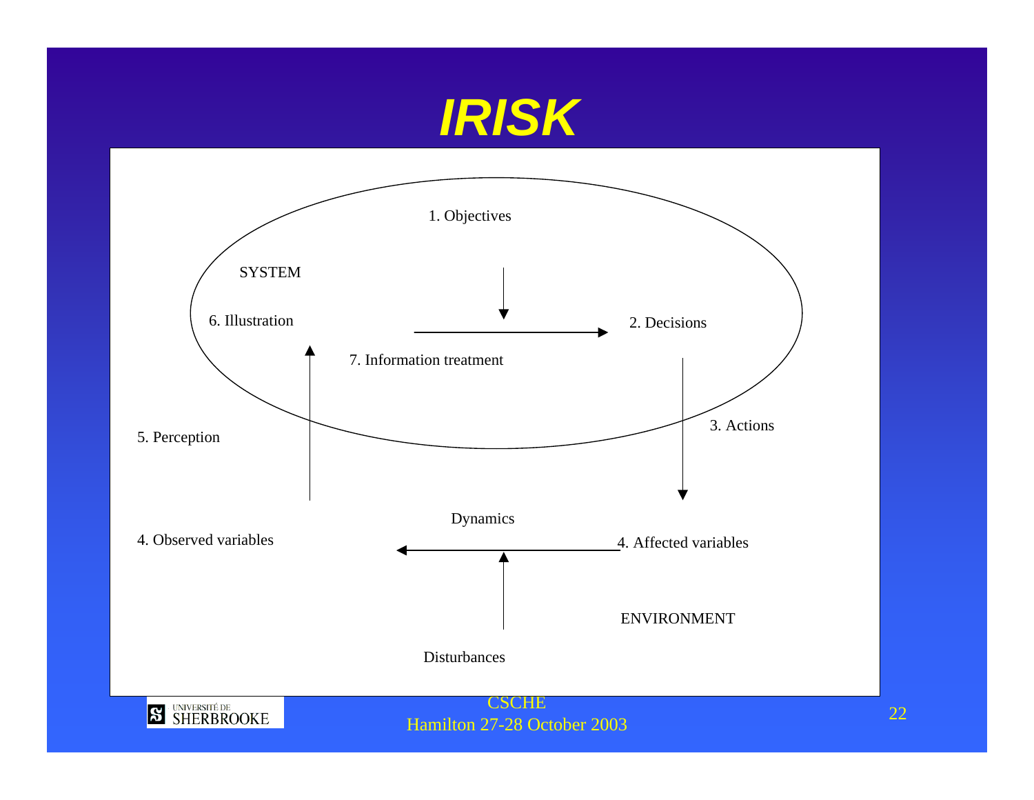# IRISK

1. Objectives

SYSTEM

6. Illustration

7. Information treatment

2. Decisions

3. Actions

5. Perception

4. Observed variables

Dynamics

4. Affected variables

ENVIRONMENT

Disturbances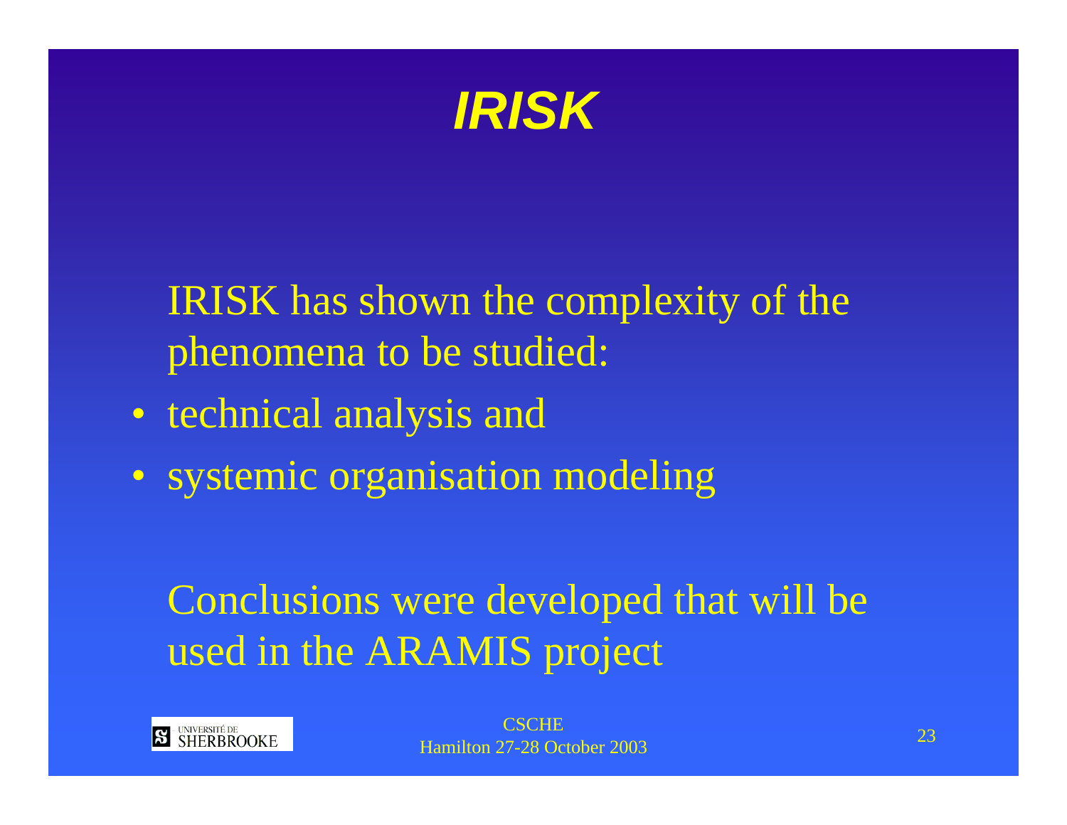# *IRISK*

IRISK has shown the complexity of the phenomena to be studied:

- technical analysis and
- systemic organisation modeling

Conclusions were developed that will be used in the ARAMIS project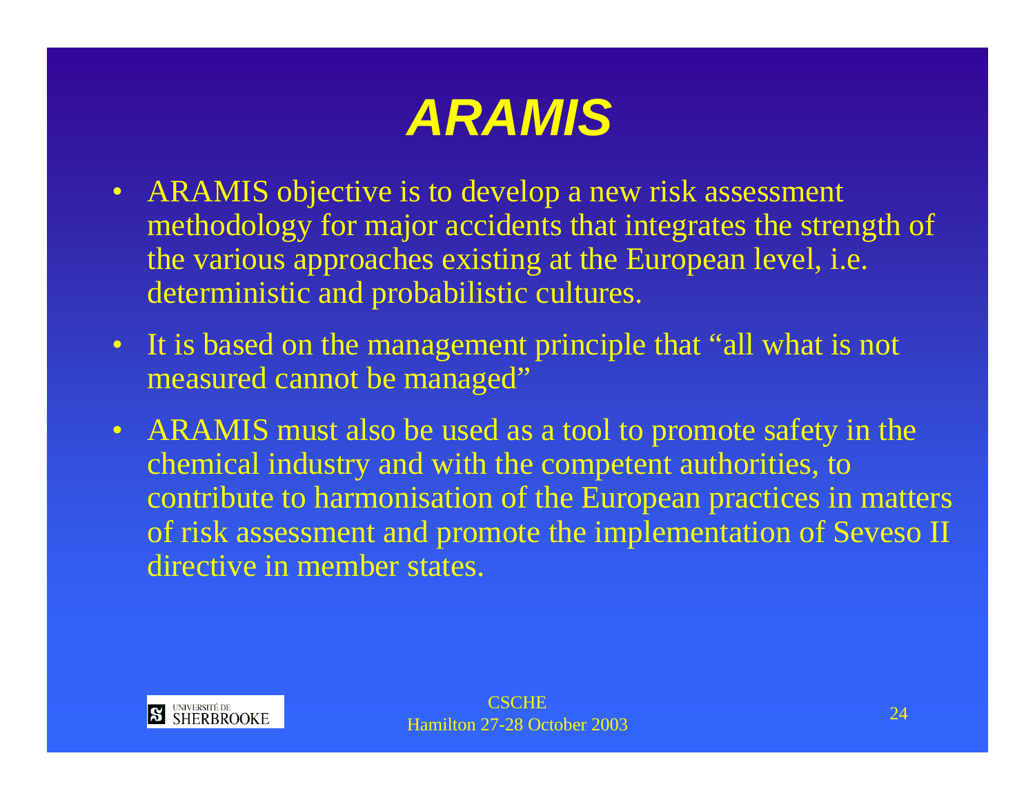# ARAMIS

- ARAMIS objective is to develop a new risk assessment methodology for major accidents that integrates the strength of the various approaches existing at the European level, i.e. deterministic and probabilistic cultures.
- It is based on the management principle that "all what is not measured cannot be managed"
- ARAMIS must also be used as a tool to promote safety in the chemical industry and with the competent authorities, to contribute to harmonisation of the European practices in matters of risk assessment and promote the implementation of Seveso II directive in member states.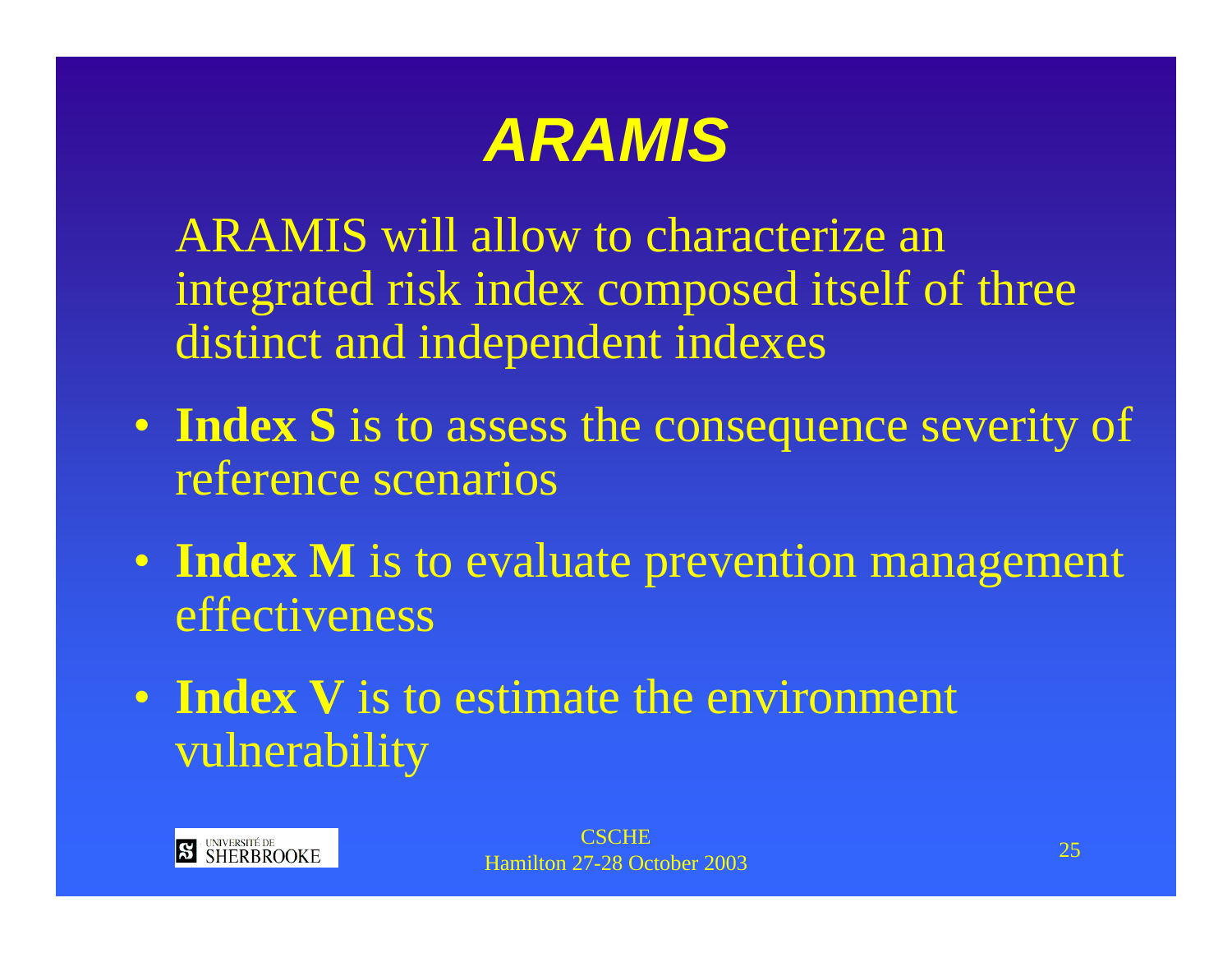# *ARAMIS*

ARAMIS will allow to characterize an integrated risk index composed itself of three distinct and independent indexes

- **Index S** is to assess the consequence severity of reference scenarios
- **Index M** is to evaluate prevention management effectiveness
- **Index V** is to estimate the environment vulnerability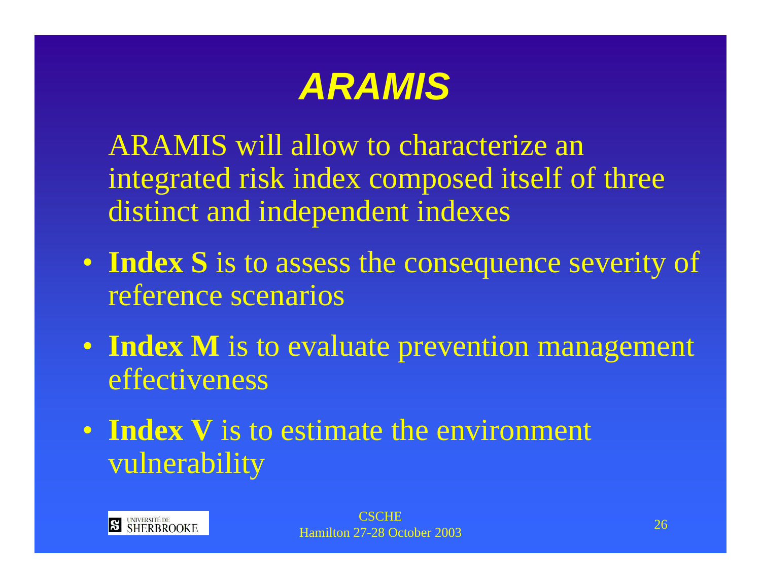# *ARAMIS*

ARAMIS will allow to characterize an integrated risk index composed itself of three distinct and independent indexes

- **Index S** is to assess the consequence severity of reference scenarios
- **Index M** is to evaluate prevention management effectiveness
- **Index V** is to estimate the environment vulnerability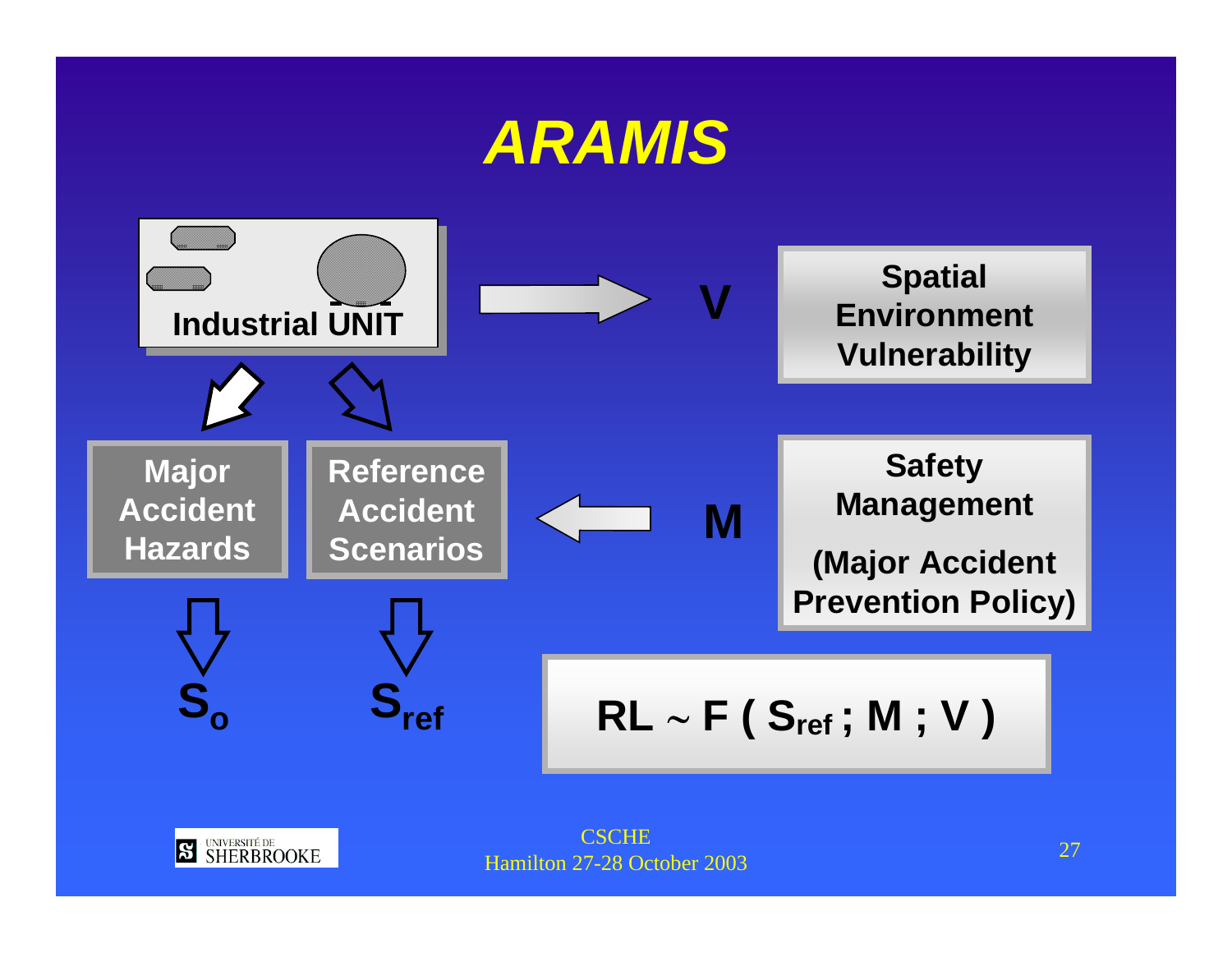# ARAMIS

Industrial UNIT

V — Spatial Environment Vulnerability

Major Accident Hazards → $S_o$

Reference Accident Scenarios → $S_{ref}$

M — Safety Management (Major Accident Prevention Policy)

$$RL \sim F\,(\,S_{ref}\,;\,M\,;\,V\,)$$

CSCHE
Hamilton 27-28 October 2003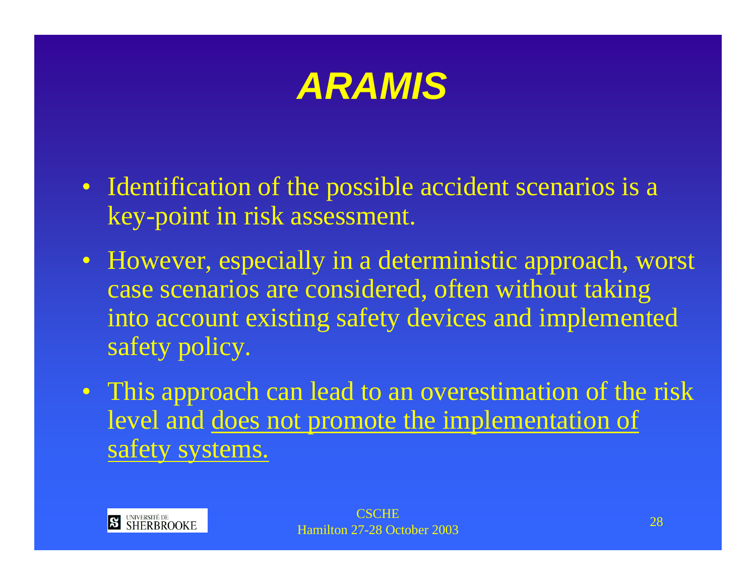# *ARAMIS*

- Identification of the possible accident scenarios is a key-point in risk assessment.
- However, especially in a deterministic approach, worst case scenarios are considered, often without taking into account existing safety devices and implemented safety policy.
- This approach can lead to an overestimation of the risk level and <u>does not promote the implementation of safety systems.</u>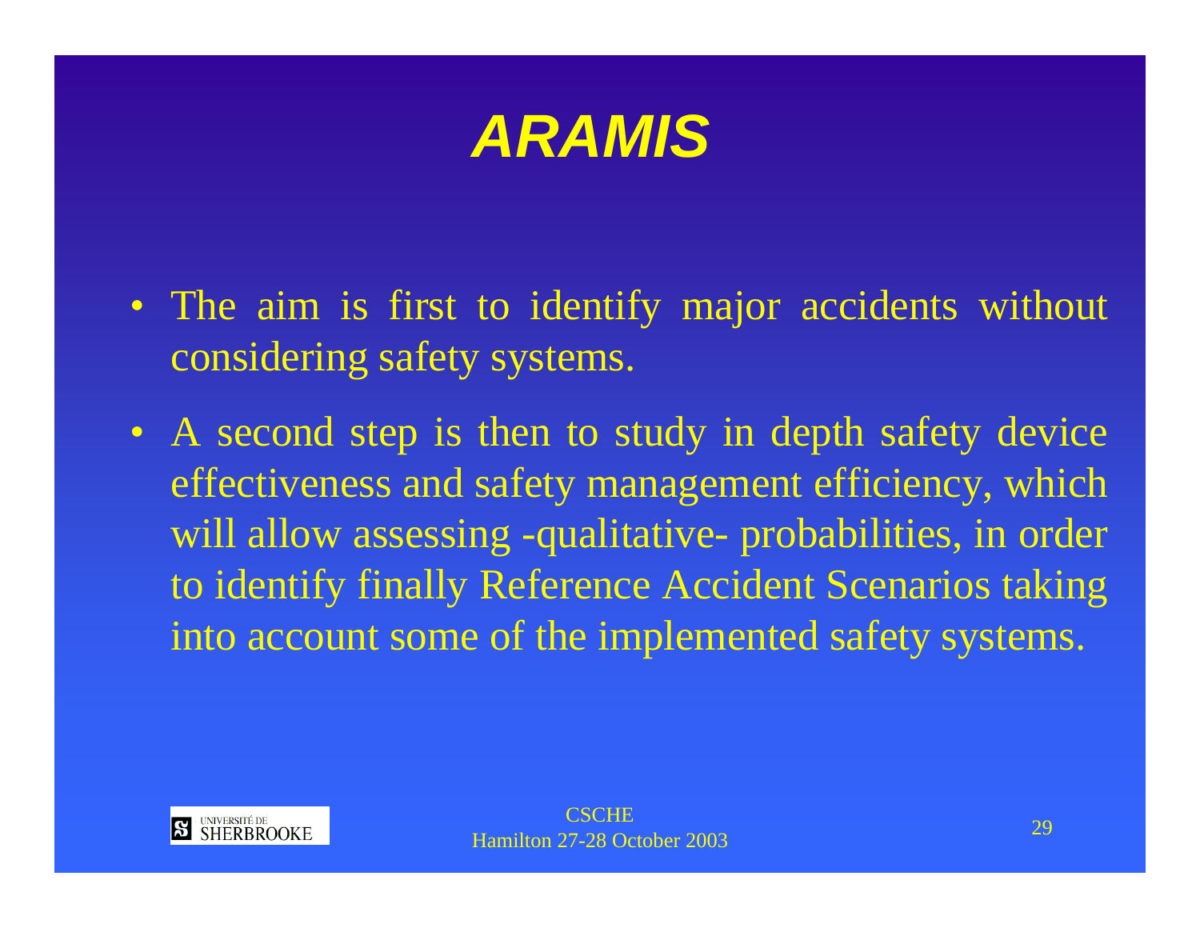# ARAMIS

- The aim is first to identify major accidents without considering safety systems.
- A second step is then to study in depth safety device effectiveness and safety management efficiency, which will allow assessing -qualitative- probabilities, in order to identify finally Reference Accident Scenarios taking into account some of the implemented safety systems.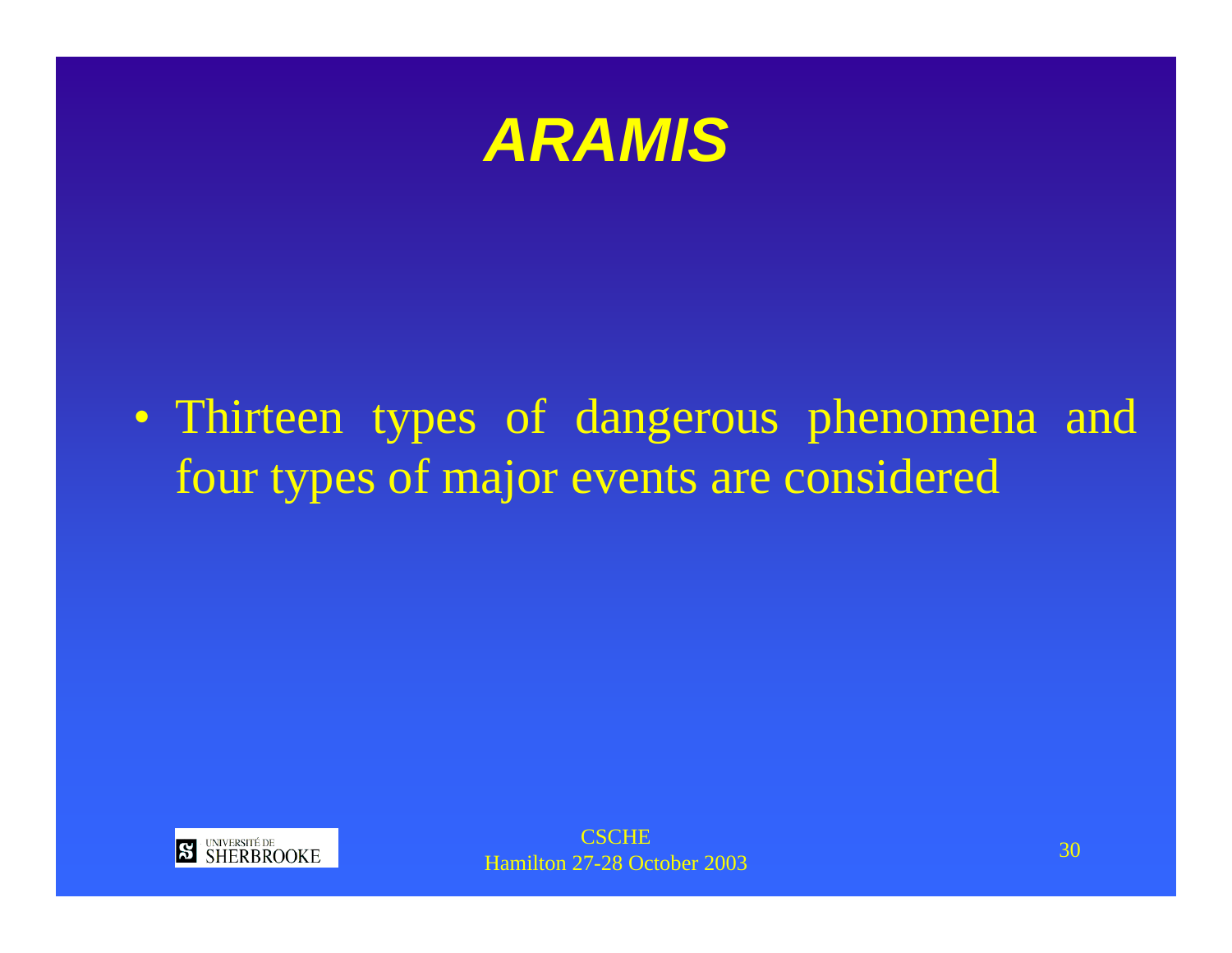# *ARAMIS*

- Thirteen types of dangerous phenomena and four types of major events are considered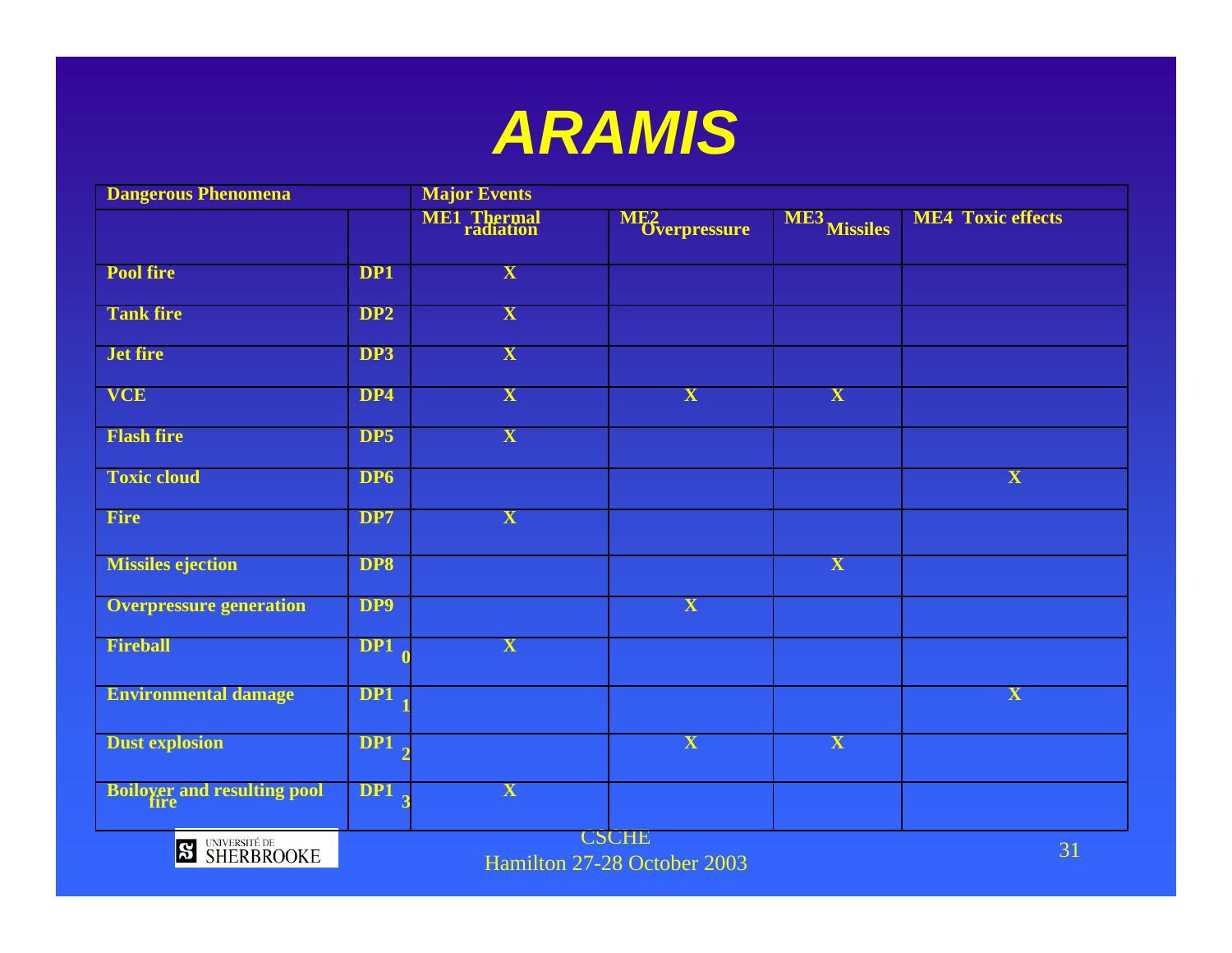# ARAMIS

| Dangerous Phenomena | | Major Events | | | |
|---|---|---|---|---|---|
| | | ME1 Thermal radiation | ME2 Overpressure | ME3 Missiles | ME4 Toxic effects |
| Pool fire | DP1 | X | | | |
| Tank fire | DP2 | X | | | |
| Jet fire | DP3 | X | | | |
| VCE | DP4 | X | X | X | |
| Flash fire | DP5 | X | | | |
| Toxic cloud | DP6 | | | | X |
| Fire | DP7 | X | | | |
| Missiles ejection | DP8 | | | X | |
| Overpressure generation | DP9 | | X | | |
| Fireball | DP10 | X | | | |
| Environmental damage | DP11 | | | | X |
| Dust explosion | DP12 | | X | X | |
| Boilover and resulting pool fire | DP13 | X | | | |

CSCHE
Hamilton 27-28 October 2003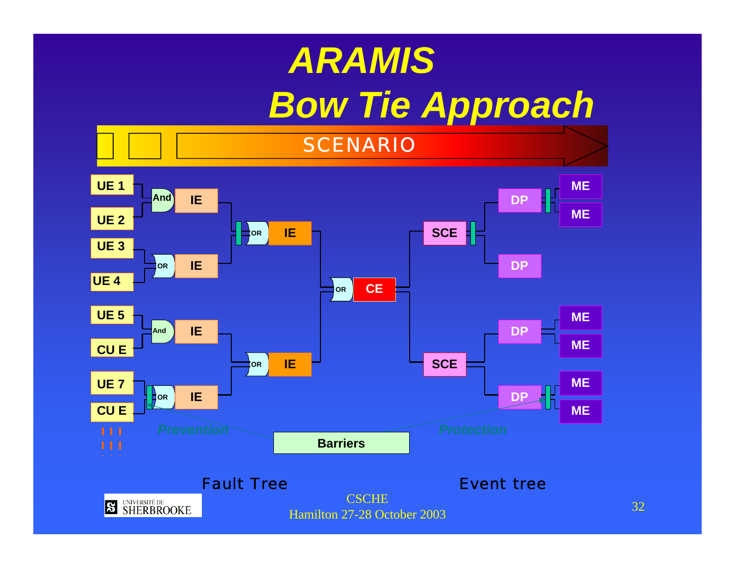# ARAMIS Bow Tie Approach

SCENARIO

UE 1, UE 2 → And → IE

UE 3, UE 4 → OR → IE

IE, IE → OR → IE

UE 5, CU E → And → IE

UE 7, CU E → OR → IE

IE, IE → OR → IE

IE, IE → OR → CE

CE → SCE → DP → ME, ME

CE → SCE → DP

CE → SCE → DP → ME, ME

CE → SCE → DP → ME, ME

*Prevention* — Barriers — *Protection*

Fault Tree

Event tree

CSCHE
Hamilton 27-28 October 2003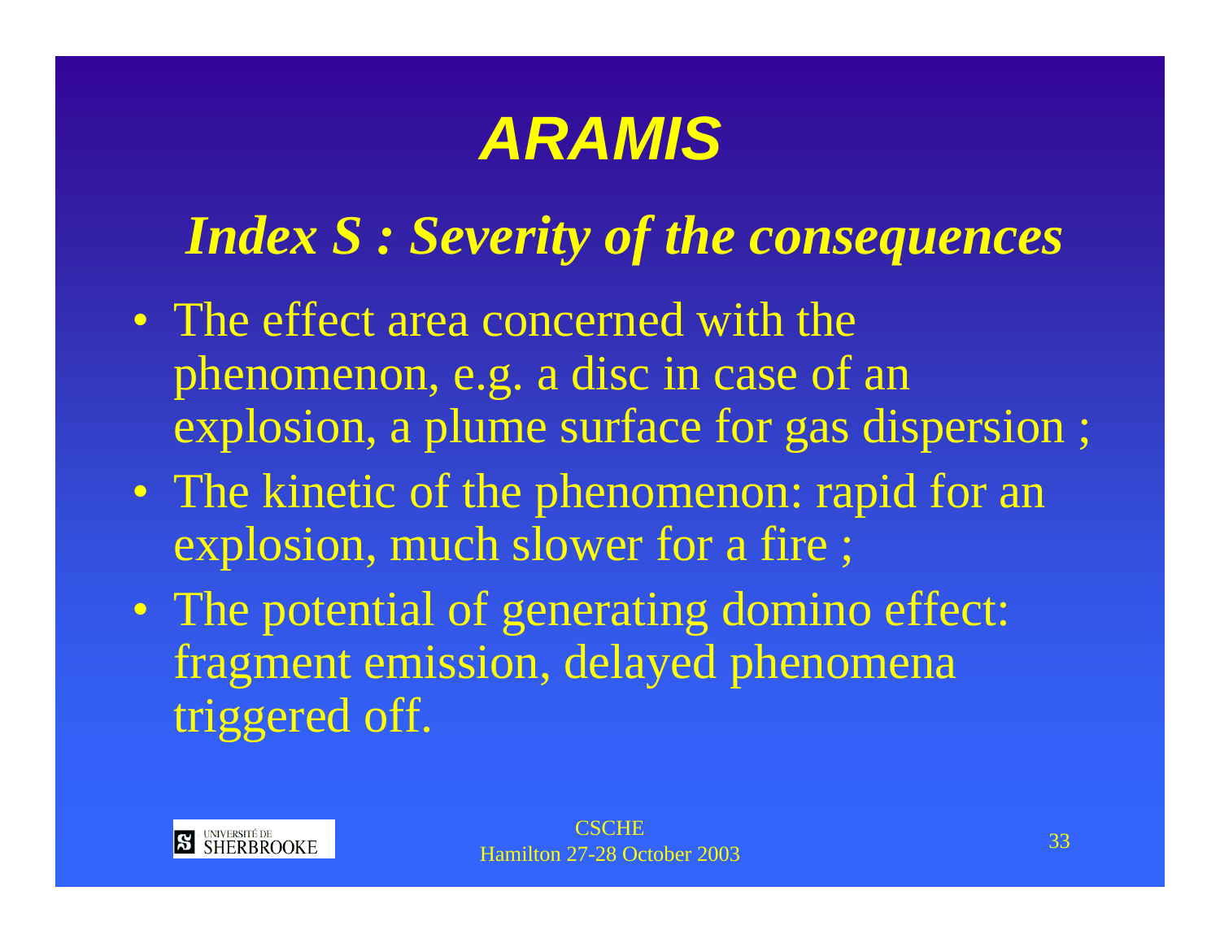# ***ARAMIS***

## *Index S : Severity of the consequences*

- The effect area concerned with the phenomenon, e.g. a disc in case of an explosion, a plume surface for gas dispersion ;
- The kinetic of the phenomenon: rapid for an explosion, much slower for a fire ;
- The potential of generating domino effect: fragment emission, delayed phenomena triggered off.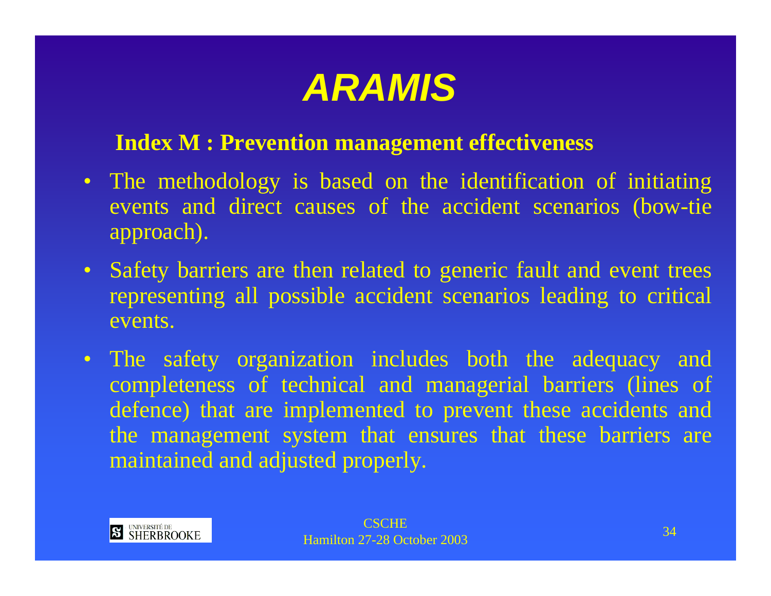# ARAMIS

**Index M : Prevention management effectiveness**

- The methodology is based on the identification of initiating events and direct causes of the accident scenarios (bow-tie approach).
- Safety barriers are then related to generic fault and event trees representing all possible accident scenarios leading to critical events.
- The safety organization includes both the adequacy and completeness of technical and managerial barriers (lines of defence) that are implemented to prevent these accidents and the management system that ensures that these barriers are maintained and adjusted properly.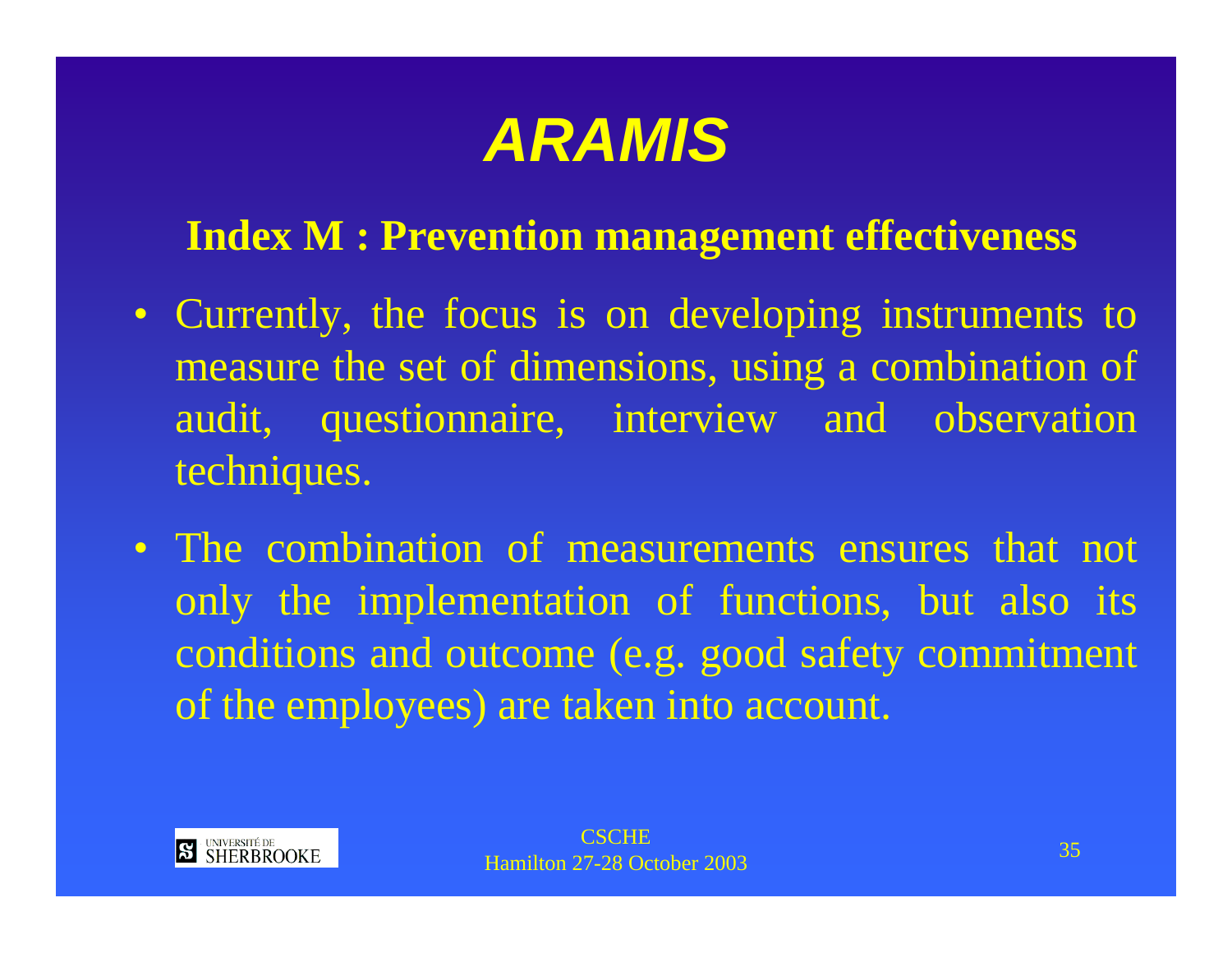# ARAMIS

## Index M : Prevention management effectiveness

- Currently, the focus is on developing instruments to measure the set of dimensions, using a combination of audit, questionnaire, interview and observation techniques.
- The combination of measurements ensures that not only the implementation of functions, but also its conditions and outcome (e.g. good safety commitment of the employees) are taken into account.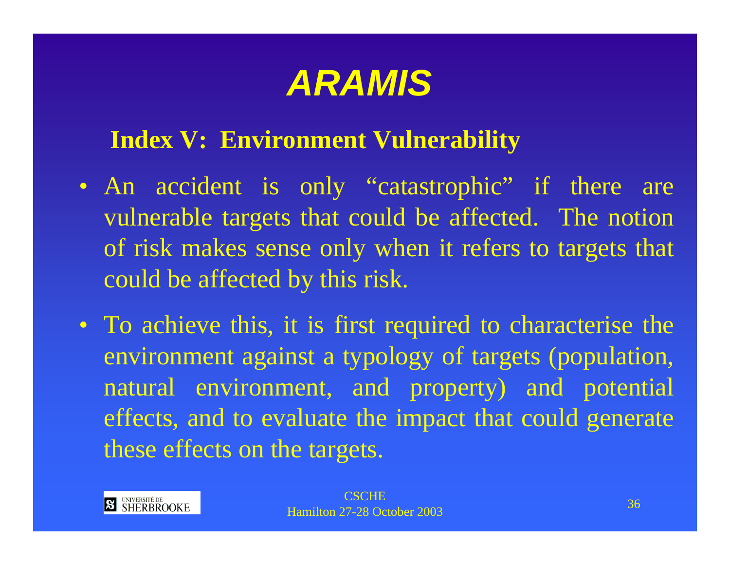# ARAMIS

## Index V: Environment Vulnerability

- An accident is only "catastrophic" if there are vulnerable targets that could be affected. The notion of risk makes sense only when it refers to targets that could be affected by this risk.
- To achieve this, it is first required to characterise the environment against a typology of targets (population, natural environment, and property) and potential effects, and to evaluate the impact that could generate these effects on the targets.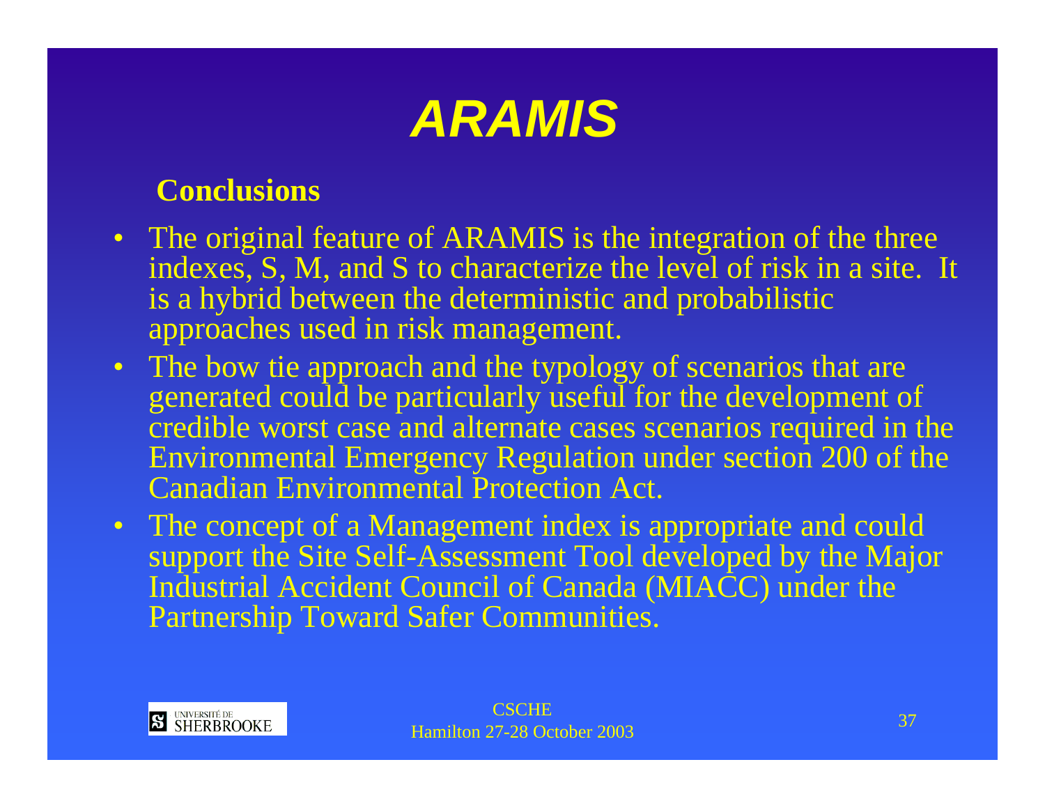# ARAMIS

**Conclusions**

- The original feature of ARAMIS is the integration of the three indexes, S, M, and S to characterize the level of risk in a site. It is a hybrid between the deterministic and probabilistic approaches used in risk management.
- The bow tie approach and the typology of scenarios that are generated could be particularly useful for the development of credible worst case and alternate cases scenarios required in the Environmental Emergency Regulation under section 200 of the Canadian Environmental Protection Act.
- The concept of a Management index is appropriate and could support the Site Self-Assessment Tool developed by the Major Industrial Accident Council of Canada (MIACC) under the Partnership Toward Safer Communities.